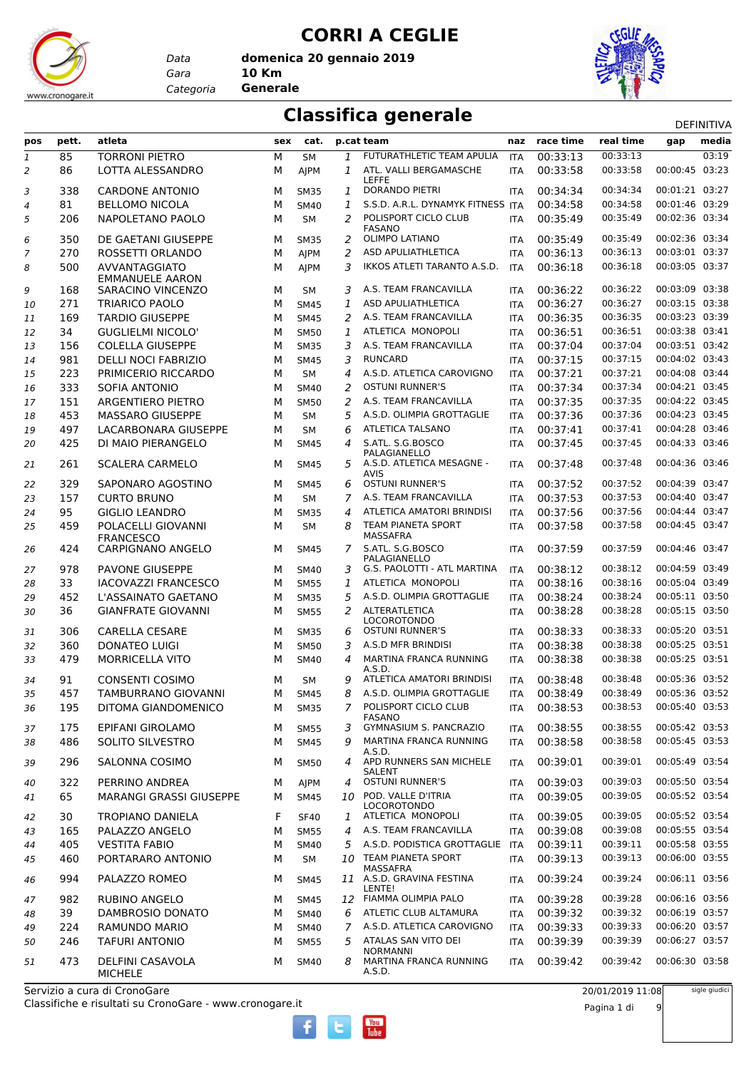# CORRI A CEGLIE

Data **domenica 20 gennaio 2019**
Gara **10 Km**
Categoria **Generale**

## Classifica generale

DEFINITIVA

| pos | pett. | atleta | sex | cat. | p.cat | team | naz | race time | real time | gap | media |
|---|---|---|---|---|---|---|---|---|---|---|---|
| 1 | 85 | TORRONI PIETRO | M | SM | 1 | FUTURATHLETIC TEAM APULIA | ITA | 00:33:13 | 00:33:13 | | 03:19 |
| 2 | 86 | LOTTA ALESSANDRO | M | AJPM | 1 | ATL. VALLI BERGAMASCHE LEFFE | ITA | 00:33:58 | 00:33:58 | 00:00:45 | 03:23 |
| 3 | 338 | CARDONE ANTONIO | M | SM35 | 1 | DORANDO PIETRI | ITA | 00:34:34 | 00:34:34 | 00:01:21 | 03:27 |
| 4 | 81 | BELLOMO NICOLA | M | SM40 | 1 | S.S.D. A.R.L. DYNAMYK FITNESS | ITA | 00:34:58 | 00:34:58 | 00:01:46 | 03:29 |
| 5 | 206 | NAPOLETANO PAOLO | M | SM | 2 | POLISPORT CICLO CLUB FASANO | ITA | 00:35:49 | 00:35:49 | 00:02:36 | 03:34 |
| 6 | 350 | DE GAETANI GIUSEPPE | M | SM35 | 2 | OLIMPO LATIANO | ITA | 00:35:49 | 00:35:49 | 00:02:36 | 03:34 |
| 7 | 270 | ROSSETTI ORLANDO | M | AJPM | 2 | ASD APULIATHLETICA | ITA | 00:36:13 | 00:36:13 | 00:03:01 | 03:37 |
| 8 | 500 | AVVANTAGGIATO EMMANUELE AARON | M | AJPM | 3 | IKKOS ATLETI TARANTO A.S.D. | ITA | 00:36:18 | 00:36:18 | 00:03:05 | 03:37 |
| 9 | 168 | SARACINO VINCENZO | M | SM | 3 | A.S. TEAM FRANCAVILLA | ITA | 00:36:22 | 00:36:22 | 00:03:09 | 03:38 |
| 10 | 271 | TRIARICO PAOLO | M | SM45 | 1 | ASD APULIATHLETICA | ITA | 00:36:27 | 00:36:27 | 00:03:15 | 03:38 |
| 11 | 169 | TARDIO GIUSEPPE | M | SM45 | 2 | A.S. TEAM FRANCAVILLA | ITA | 00:36:35 | 00:36:35 | 00:03:23 | 03:39 |
| 12 | 34 | GUGLIELMI NICOLO' | M | SM50 | 1 | ATLETICA MONOPOLI | ITA | 00:36:51 | 00:36:51 | 00:03:38 | 03:41 |
| 13 | 156 | COLELLA GIUSEPPE | M | SM35 | 3 | A.S. TEAM FRANCAVILLA | ITA | 00:37:04 | 00:37:04 | 00:03:51 | 03:42 |
| 14 | 981 | DELLI NOCI FABRIZIO | M | SM45 | 3 | RUNCARD | ITA | 00:37:15 | 00:37:15 | 00:04:02 | 03:43 |
| 15 | 223 | PRIMICERIO RICCARDO | M | SM | 4 | A.S.D. ATLETICA CAROVIGNO | ITA | 00:37:21 | 00:37:21 | 00:04:08 | 03:44 |
| 16 | 333 | SOFIA ANTONIO | M | SM40 | 2 | OSTUNI RUNNER'S | ITA | 00:37:34 | 00:37:34 | 00:04:21 | 03:45 |
| 17 | 151 | ARGENTIERO PIETRO | M | SM50 | 2 | A.S. TEAM FRANCAVILLA | ITA | 00:37:35 | 00:37:35 | 00:04:22 | 03:45 |
| 18 | 453 | MASSARO GIUSEPPE | M | SM | 5 | A.S.D. OLIMPIA GROTTAGLIE | ITA | 00:37:36 | 00:37:36 | 00:04:23 | 03:45 |
| 19 | 497 | LACARBONARA GIUSEPPE | M | SM | 6 | ATLETICA TALSANO | ITA | 00:37:41 | 00:37:41 | 00:04:28 | 03:46 |
| 20 | 425 | DI MAIO PIERANGELO | M | SM45 | 4 | S.ATL. S.G.BOSCO PALAGIANELLO | ITA | 00:37:45 | 00:37:45 | 00:04:33 | 03:46 |
| 21 | 261 | SCALERA CARMELO | M | SM45 | 5 | A.S.D. ATLETICA MESAGNE - AVIS | ITA | 00:37:48 | 00:37:48 | 00:04:36 | 03:46 |
| 22 | 329 | SAPONARO AGOSTINO | M | SM45 | 6 | OSTUNI RUNNER'S | ITA | 00:37:52 | 00:37:52 | 00:04:39 | 03:47 |
| 23 | 157 | CURTO BRUNO | M | SM | 7 | A.S. TEAM FRANCAVILLA | ITA | 00:37:53 | 00:37:53 | 00:04:40 | 03:47 |
| 24 | 95 | GIGLIO LEANDRO | M | SM35 | 4 | ATLETICA AMATORI BRINDISI | ITA | 00:37:56 | 00:37:56 | 00:04:44 | 03:47 |
| 25 | 459 | POLACELLI GIOVANNI FRANCESCO | M | SM | 8 | TEAM PIANETA SPORT MASSAFRA | ITA | 00:37:58 | 00:37:58 | 00:04:45 | 03:47 |
| 26 | 424 | CARPIGNANO ANGELO | M | SM45 | 7 | S.ATL. S.G.BOSCO PALAGIANELLO | ITA | 00:37:59 | 00:37:59 | 00:04:46 | 03:47 |
| 27 | 978 | PAVONE GIUSEPPE | M | SM40 | 3 | G.S. PAOLOTTI - ATL MARTINA | ITA | 00:38:12 | 00:38:12 | 00:04:59 | 03:49 |
| 28 | 33 | IACOVAZZI FRANCESCO | M | SM55 | 1 | ATLETICA MONOPOLI | ITA | 00:38:16 | 00:38:16 | 00:05:04 | 03:49 |
| 29 | 452 | L'ASSAINATO GAETANO | M | SM35 | 5 | A.S.D. OLIMPIA GROTTAGLIE | ITA | 00:38:24 | 00:38:24 | 00:05:11 | 03:50 |
| 30 | 36 | GIANFRATE GIOVANNI | M | SM55 | 2 | ALTERATLETICA LOCOROTONDO | ITA | 00:38:28 | 00:38:28 | 00:05:15 | 03:50 |
| 31 | 306 | CARELLA CESARE | M | SM35 | 6 | OSTUNI RUNNER'S | ITA | 00:38:33 | 00:38:33 | 00:05:20 | 03:51 |
| 32 | 360 | DONATEO LUIGI | M | SM50 | 3 | A.S.D MFR BRINDISI | ITA | 00:38:38 | 00:38:38 | 00:05:25 | 03:51 |
| 33 | 479 | MORRICELLA VITO | M | SM40 | 4 | MARTINA FRANCA RUNNING A.S.D. | ITA | 00:38:38 | 00:38:38 | 00:05:25 | 03:51 |
| 34 | 91 | CONSENTI COSIMO | M | SM | 9 | ATLETICA AMATORI BRINDISI | ITA | 00:38:48 | 00:38:48 | 00:05:36 | 03:52 |
| 35 | 457 | TAMBURRANO GIOVANNI | M | SM45 | 8 | A.S.D. OLIMPIA GROTTAGLIE | ITA | 00:38:49 | 00:38:49 | 00:05:36 | 03:52 |
| 36 | 195 | DITOMA GIANDOMENICO | M | SM35 | 7 | POLISPORT CICLO CLUB FASANO | ITA | 00:38:53 | 00:38:53 | 00:05:40 | 03:53 |
| 37 | 175 | EPIFANI GIROLAMO | M | SM55 | 3 | GYMNASIUM S. PANCRAZIO | ITA | 00:38:55 | 00:38:55 | 00:05:42 | 03:53 |
| 38 | 486 | SOLITO SILVESTRO | M | SM45 | 9 | MARTINA FRANCA RUNNING A.S.D. | ITA | 00:38:58 | 00:38:58 | 00:05:45 | 03:53 |
| 39 | 296 | SALONNA COSIMO | M | SM50 | 4 | APD RUNNERS SAN MICHELE SALENT | ITA | 00:39:01 | 00:39:01 | 00:05:49 | 03:54 |
| 40 | 322 | PERRINO ANDREA | M | AJPM | 4 | OSTUNI RUNNER'S | ITA | 00:39:03 | 00:39:03 | 00:05:50 | 03:54 |
| 41 | 65 | MARANGI GRASSI GIUSEPPE | M | SM45 | 10 | POD. VALLE D'ITRIA LOCOROTONDO | ITA | 00:39:05 | 00:39:05 | 00:05:52 | 03:54 |
| 42 | 30 | TROPIANO DANIELA | F | SF40 | 1 | ATLETICA MONOPOLI | ITA | 00:39:05 | 00:39:05 | 00:05:52 | 03:54 |
| 43 | 165 | PALAZZO ANGELO | M | SM55 | 4 | A.S. TEAM FRANCAVILLA | ITA | 00:39:08 | 00:39:08 | 00:05:55 | 03:54 |
| 44 | 405 | VESTITA FABIO | M | SM40 | 5 | A.S.D. PODISTICA GROTTAGLIE | ITA | 00:39:11 | 00:39:11 | 00:05:58 | 03:55 |
| 45 | 460 | PORTARARO ANTONIO | M | SM | 10 | TEAM PIANETA SPORT MASSAFRA | ITA | 00:39:13 | 00:39:13 | 00:06:00 | 03:55 |
| 46 | 994 | PALAZZO ROMEO | M | SM45 | 11 | A.S.D. GRAVINA FESTINA LENTE! | ITA | 00:39:24 | 00:39:24 | 00:06:11 | 03:56 |
| 47 | 982 | RUBINO ANGELO | M | SM45 | 12 | FIAMMA OLIMPIA PALO | ITA | 00:39:28 | 00:39:28 | 00:06:16 | 03:56 |
| 48 | 39 | DAMBROSIO DONATO | M | SM40 | 6 | ATLETIC CLUB ALTAMURA | ITA | 00:39:32 | 00:39:32 | 00:06:19 | 03:57 |
| 49 | 224 | RAMUNDO MARIO | M | SM40 | 7 | A.S.D. ATLETICA CAROVIGNO | ITA | 00:39:33 | 00:39:33 | 00:06:20 | 03:57 |
| 50 | 246 | TAFURI ANTONIO | M | SM55 | 5 | ATALAS SAN VITO DEI NORMANNI | ITA | 00:39:39 | 00:39:39 | 00:06:27 | 03:57 |
| 51 | 473 | DELFINI CASAVOLA MICHELE | M | SM40 | 8 | MARTINA FRANCA RUNNING A.S.D. | ITA | 00:39:42 | 00:39:42 | 00:06:30 | 03:58 |

Servizio a cura di CronoGare
Classifiche e risultati su CronoGare - www.cronogare.it

20/01/2019 11:08

sigle giudici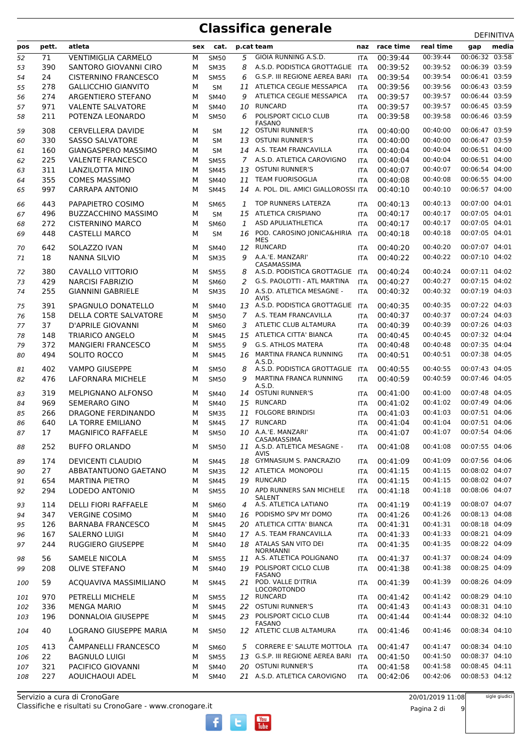# Classifica generale

DEFINITIVA

| pos | pett. | atleta | sex | cat. | p.cat | team | naz | race time | real time | gap | media |
|---|---|---|---|---|---|---|---|---|---|---|---|
| 52 | 71 | VENTIMIGLIA CARMELO | M | SM50 | 5 | GIOIA RUNNING A.S.D. | ITA | 00:39:44 | 00:39:44 | 00:06:32 | 03:58 |
| 53 | 390 | SANTORO GIOVANNI CIRO | M | SM35 | 8 | A.S.D. PODISTICA GROTTAGLIE | ITA | 00:39:52 | 00:39:52 | 00:06:39 | 03:59 |
| 54 | 24 | CISTERNINO FRANCESCO | M | SM55 | 6 | G.S.P. III REGIONE AEREA BARI | ITA | 00:39:54 | 00:39:54 | 00:06:41 | 03:59 |
| 55 | 278 | GALLICCHIO GIANVITO | M | SM | 11 | ATLETICA CEGLIE MESSAPICA | ITA | 00:39:56 | 00:39:56 | 00:06:43 | 03:59 |
| 56 | 274 | ARGENTIERO STEFANO | M | SM40 | 9 | ATLETICA CEGLIE MESSAPICA | ITA | 00:39:57 | 00:39:57 | 00:06:44 | 03:59 |
| 57 | 971 | VALENTE SALVATORE | M | SM40 | 10 | RUNCARD | ITA | 00:39:57 | 00:39:57 | 00:06:45 | 03:59 |
| 58 | 211 | POTENZA LEONARDO | M | SM50 | 6 | POLISPORT CICLO CLUB FASANO | ITA | 00:39:58 | 00:39:58 | 00:06:46 | 03:59 |
| 59 | 308 | CERVELLERA DAVIDE | M | SM | 12 | OSTUNI RUNNER'S | ITA | 00:40:00 | 00:40:00 | 00:06:47 | 03:59 |
| 60 | 330 | SASSO SALVATORE | M | SM | 13 | OSTUNI RUNNER'S | ITA | 00:40:00 | 00:40:00 | 00:06:47 | 03:59 |
| 61 | 160 | GIANGASPERO MASSIMO | M | SM | 14 | A.S. TEAM FRANCAVILLA | ITA | 00:40:04 | 00:40:04 | 00:06:51 | 04:00 |
| 62 | 225 | VALENTE FRANCESCO | M | SM55 | 7 | A.S.D. ATLETICA CAROVIGNO | ITA | 00:40:04 | 00:40:04 | 00:06:51 | 04:00 |
| 63 | 311 | LANZILOTTA MINO | M | SM45 | 13 | OSTUNI RUNNER'S | ITA | 00:40:07 | 00:40:07 | 00:06:54 | 04:00 |
| 64 | 355 | COMES MASSIMO | M | SM40 | 11 | TEAM FUORISOGLIA | ITA | 00:40:08 | 00:40:08 | 00:06:55 | 04:00 |
| 65 | 997 | CARRAPA ANTONIO | M | SM45 | 14 | A. POL. DIL. AMICI GIALLOROSSI | ITA | 00:40:10 | 00:40:10 | 00:06:57 | 04:00 |
| 66 | 443 | PAPAPIETRO COSIMO | M | SM65 | 1 | TOP RUNNERS LATERZA | ITA | 00:40:13 | 00:40:13 | 00:07:00 | 04:01 |
| 67 | 496 | BUZZACCHINO MASSIMO | M | SM | 15 | ATLETICA CRISPIANO | ITA | 00:40:17 | 00:40:17 | 00:07:05 | 04:01 |
| 68 | 272 | CISTERNINO MARCO | M | SM60 | 1 | ASD APULIATHLETICA | ITA | 00:40:17 | 00:40:17 | 00:07:05 | 04:01 |
| 69 | 448 | CASTELLI MARCO | M | SM | 16 | POD. CAROSINO JONICA&HIRIA MES | ITA | 00:40:18 | 00:40:18 | 00:07:05 | 04:01 |
| 70 | 642 | SOLAZZO IVAN | M | SM40 | 12 | RUNCARD | ITA | 00:40:20 | 00:40:20 | 00:07:07 | 04:01 |
| 71 | 18 | NANNA SILVIO | M | SM35 | 9 | A.A.'E. MANZARI' CASAMASSIMA | ITA | 00:40:22 | 00:40:22 | 00:07:10 | 04:02 |
| 72 | 380 | CAVALLO VITTORIO | M | SM55 | 8 | A.S.D. PODISTICA GROTTAGLIE | ITA | 00:40:24 | 00:40:24 | 00:07:11 | 04:02 |
| 73 | 429 | NARCISI FABRIZIO | M | SM60 | 2 | G.S. PAOLOTTI - ATL MARTINA | ITA | 00:40:27 | 00:40:27 | 00:07:15 | 04:02 |
| 74 | 255 | GIANNINI GABRIELE | M | SM35 | 10 | A.S.D. ATLETICA MESAGNE - AVIS | ITA | 00:40:32 | 00:40:32 | 00:07:19 | 04:03 |
| 75 | 391 | SPAGNULO DONATELLO | M | SM40 | 13 | A.S.D. PODISTICA GROTTAGLIE | ITA | 00:40:35 | 00:40:35 | 00:07:22 | 04:03 |
| 76 | 158 | DELLA CORTE SALVATORE | M | SM50 | 7 | A.S. TEAM FRANCAVILLA | ITA | 00:40:37 | 00:40:37 | 00:07:24 | 04:03 |
| 77 | 37 | D'APRILE GIOVANNI | M | SM60 | 3 | ATLETIC CLUB ALTAMURA | ITA | 00:40:39 | 00:40:39 | 00:07:26 | 04:03 |
| 78 | 148 | TRIARICO ANGELO | M | SM45 | 15 | ATLETICA CITTA' BIANCA | ITA | 00:40:45 | 00:40:45 | 00:07:32 | 04:04 |
| 79 | 372 | MANGIERI FRANCESCO | M | SM55 | 9 | G.S. ATHLOS MATERA | ITA | 00:40:48 | 00:40:48 | 00:07:35 | 04:04 |
| 80 | 494 | SOLITO ROCCO | M | SM45 | 16 | MARTINA FRANCA RUNNING A.S.D. | ITA | 00:40:51 | 00:40:51 | 00:07:38 | 04:05 |
| 81 | 402 | VAMPO GIUSEPPE | M | SM50 | 8 | A.S.D. PODISTICA GROTTAGLIE | ITA | 00:40:55 | 00:40:55 | 00:07:43 | 04:05 |
| 82 | 476 | LAFORNARA MICHELE | M | SM50 | 9 | MARTINA FRANCA RUNNING A.S.D. | ITA | 00:40:59 | 00:40:59 | 00:07:46 | 04:05 |
| 83 | 319 | MELPIGNANO ALFONSO | M | SM40 | 14 | OSTUNI RUNNER'S | ITA | 00:41:00 | 00:41:00 | 00:07:48 | 04:05 |
| 84 | 969 | SEMERARO GINO | M | SM40 | 15 | RUNCARD | ITA | 00:41:02 | 00:41:02 | 00:07:49 | 04:06 |
| 85 | 266 | DRAGONE FERDINANDO | M | SM35 | 11 | FOLGORE BRINDISI | ITA | 00:41:03 | 00:41:03 | 00:07:51 | 04:06 |
| 86 | 640 | LA TORRE EMILIANO | M | SM45 | 17 | RUNCARD | ITA | 00:41:04 | 00:41:04 | 00:07:51 | 04:06 |
| 87 | 17 | MAGNIFICO RAFFAELE | M | SM50 | 10 | A.A.'E. MANZARI' CASAMASSIMA | ITA | 00:41:07 | 00:41:07 | 00:07:54 | 04:06 |
| 88 | 252 | BUFFO ORLANDO | M | SM50 | 11 | A.S.D. ATLETICA MESAGNE - AVIS | ITA | 00:41:08 | 00:41:08 | 00:07:55 | 04:06 |
| 89 | 174 | DEVICENTI CLAUDIO | M | SM45 | 18 | GYMNASIUM S. PANCRAZIO | ITA | 00:41:09 | 00:41:09 | 00:07:56 | 04:06 |
| 90 | 27 | ABBATANTUONO GAETANO | M | SM35 | 12 | ATLETICA MONOPOLI | ITA | 00:41:15 | 00:41:15 | 00:08:02 | 04:07 |
| 91 | 654 | MARTINA PIETRO | M | SM45 | 19 | RUNCARD | ITA | 00:41:15 | 00:41:15 | 00:08:02 | 04:07 |
| 92 | 294 | LODEDO ANTONIO | M | SM55 | 10 | APD RUNNERS SAN MICHELE SALENT | ITA | 00:41:18 | 00:41:18 | 00:08:06 | 04:07 |
| 93 | 114 | DELLI FIORI RAFFAELE | M | SM60 | 4 | A.S. ATLETICA LATIANO | ITA | 00:41:19 | 00:41:19 | 00:08:07 | 04:07 |
| 94 | 347 | VERGINE COSIMO | M | SM40 | 16 | PODISMO SPV MY DOMO | ITA | 00:41:26 | 00:41:26 | 00:08:13 | 04:08 |
| 95 | 126 | BARNABA FRANCESCO | M | SM45 | 20 | ATLETICA CITTA' BIANCA | ITA | 00:41:31 | 00:41:31 | 00:08:18 | 04:09 |
| 96 | 167 | SALERNO LUIGI | M | SM40 | 17 | A.S. TEAM FRANCAVILLA | ITA | 00:41:33 | 00:41:33 | 00:08:21 | 04:09 |
| 97 | 244 | RUGGIERO GIUSEPPE | M | SM40 | 18 | ATALAS SAN VITO DEI NORMANNI | ITA | 00:41:35 | 00:41:35 | 00:08:22 | 04:09 |
| 98 | 56 | SAMELE NICOLA | M | SM55 | 11 | A.S. ATLETICA POLIGNANO | ITA | 00:41:37 | 00:41:37 | 00:08:24 | 04:09 |
| 99 | 208 | OLIVE STEFANO | M | SM40 | 19 | POLISPORT CICLO CLUB FASANO | ITA | 00:41:38 | 00:41:38 | 00:08:25 | 04:09 |
| 100 | 59 | ACQUAVIVA MASSIMILIANO | M | SM45 | 21 | POD. VALLE D'ITRIA LOCOROTONDO | ITA | 00:41:39 | 00:41:39 | 00:08:26 | 04:09 |
| 101 | 970 | PETRELLI MICHELE | M | SM55 | 12 | RUNCARD | ITA | 00:41:42 | 00:41:42 | 00:08:29 | 04:10 |
| 102 | 336 | MENGA MARIO | M | SM45 | 22 | OSTUNI RUNNER'S | ITA | 00:41:43 | 00:41:43 | 00:08:31 | 04:10 |
| 103 | 196 | DONNALOIA GIUSEPPE | M | SM45 | 23 | POLISPORT CICLO CLUB FASANO | ITA | 00:41:44 | 00:41:44 | 00:08:32 | 04:10 |
| 104 | 40 | LOGRANO GIUSEPPE MARIA A | M | SM50 | 12 | ATLETIC CLUB ALTAMURA | ITA | 00:41:46 | 00:41:46 | 00:08:34 | 04:10 |
| 105 | 413 | CAMPANELLI FRANCESCO | M | SM60 | 5 | CORRERE E' SALUTE MOTTOLA | ITA | 00:41:47 | 00:41:47 | 00:08:34 | 04:10 |
| 106 | 22 | BAGNULO LUIGI | M | SM55 | 13 | G.S.P. III REGIONE AEREA BARI | ITA | 00:41:50 | 00:41:50 | 00:08:37 | 04:10 |
| 107 | 321 | PACIFICO GIOVANNI | M | SM40 | 20 | OSTUNI RUNNER'S | ITA | 00:41:58 | 00:41:58 | 00:08:45 | 04:11 |
| 108 | 227 | AOUICHAOUI ADEL | M | SM40 | 21 | A.S.D. ATLETICA CAROVIGNO | ITA | 00:42:06 | 00:42:06 | 00:08:53 | 04:12 |

Servizio a cura di CronoGare
Classifiche e risultati su CronoGare - www.cronogare.it

20/01/2019 11:08

sigle giudici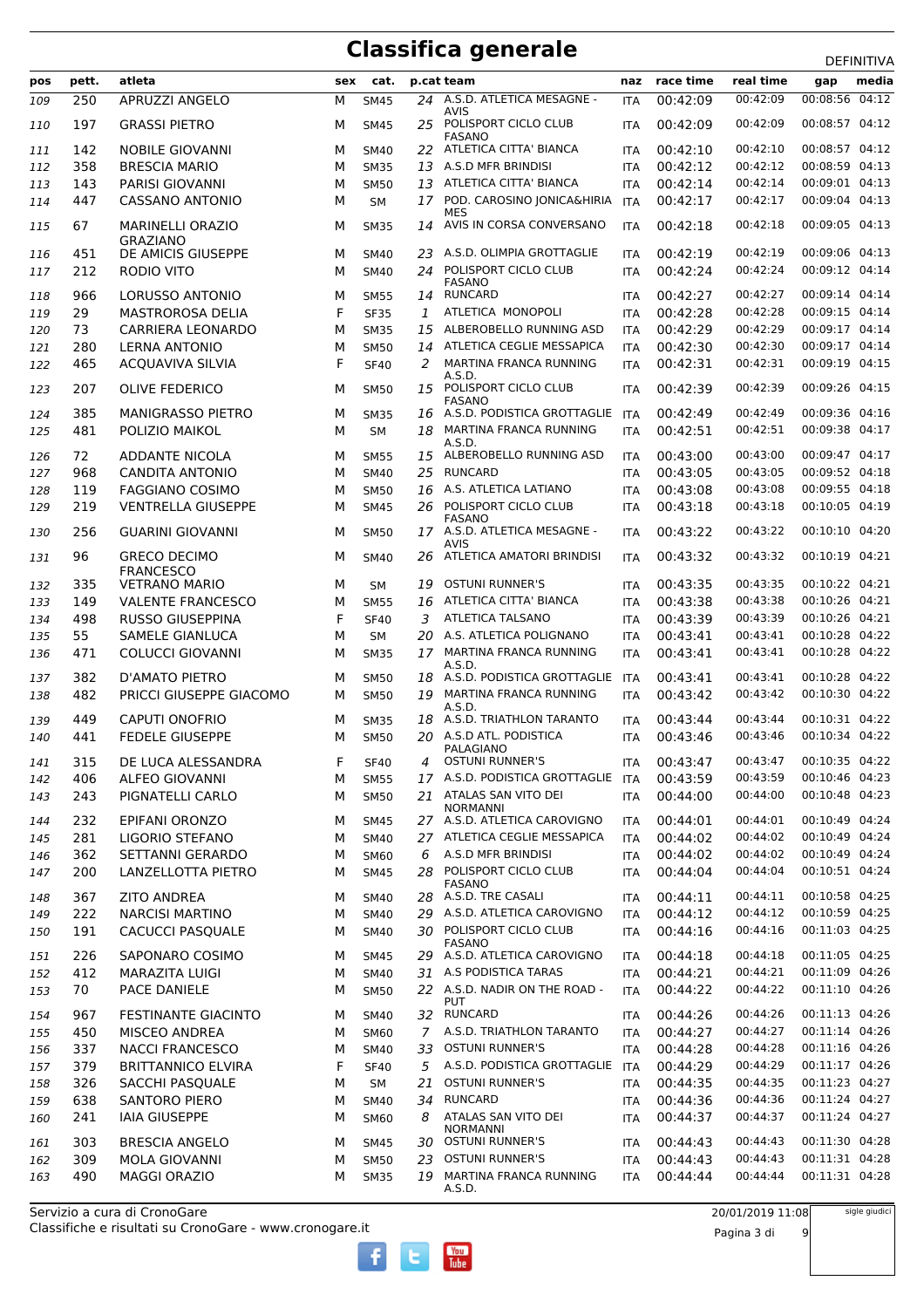# Classifica generale

DEFINITIVA

| pos | pett. | atleta | sex | cat. | p.cat | team | naz | race time | real time | gap | media |
|---|---|---|---|---|---|---|---|---|---|---|---|
| 109 | 250 | APRUZZI ANGELO | M | SM45 | 24 | A.S.D. ATLETICA MESAGNE - AVIS | ITA | 00:42:09 | 00:42:09 | 00:08:56 | 04:12 |
| 110 | 197 | GRASSI PIETRO | M | SM45 | 25 | POLISPORT CICLO CLUB FASANO | ITA | 00:42:09 | 00:42:09 | 00:08:57 | 04:12 |
| 111 | 142 | NOBILE GIOVANNI | M | SM40 | 22 | ATLETICA CITTA' BIANCA | ITA | 00:42:10 | 00:42:10 | 00:08:57 | 04:12 |
| 112 | 358 | BRESCIA MARIO | M | SM35 | 13 | A.S.D MFR BRINDISI | ITA | 00:42:12 | 00:42:12 | 00:08:59 | 04:13 |
| 113 | 143 | PARISI GIOVANNI | M | SM50 | 13 | ATLETICA CITTA' BIANCA | ITA | 00:42:14 | 00:42:14 | 00:09:01 | 04:13 |
| 114 | 447 | CASSANO ANTONIO | M | SM | 17 | POD. CAROSINO JONICA&HIRIA MES | ITA | 00:42:17 | 00:42:17 | 00:09:04 | 04:13 |
| 115 | 67 | MARINELLI ORAZIO GRAZIANO | M | SM35 | 14 | AVIS IN CORSA CONVERSANO | ITA | 00:42:18 | 00:42:18 | 00:09:05 | 04:13 |
| 116 | 451 | DE AMICIS GIUSEPPE | M | SM40 | 23 | A.S.D. OLIMPIA GROTTAGLIE | ITA | 00:42:19 | 00:42:19 | 00:09:06 | 04:13 |
| 117 | 212 | RODIO VITO | M | SM40 | 24 | POLISPORT CICLO CLUB FASANO | ITA | 00:42:24 | 00:42:24 | 00:09:12 | 04:14 |
| 118 | 966 | LORUSSO ANTONIO | M | SM55 | 14 | RUNCARD | ITA | 00:42:27 | 00:42:27 | 00:09:14 | 04:14 |
| 119 | 29 | MASTROROSA DELIA | F | SF35 | 1 | ATLETICA MONOPOLI | ITA | 00:42:28 | 00:42:28 | 00:09:15 | 04:14 |
| 120 | 73 | CARRIERA LEONARDO | M | SM35 | 15 | ALBEROBELLO RUNNING ASD | ITA | 00:42:29 | 00:42:29 | 00:09:17 | 04:14 |
| 121 | 280 | LERNA ANTONIO | M | SM50 | 14 | ATLETICA CEGLIE MESSAPICA | ITA | 00:42:30 | 00:42:30 | 00:09:17 | 04:14 |
| 122 | 465 | ACQUAVIVA SILVIA | F | SF40 | 2 | MARTINA FRANCA RUNNING A.S.D. | ITA | 00:42:31 | 00:42:31 | 00:09:19 | 04:15 |
| 123 | 207 | OLIVE FEDERICO | M | SM50 | 15 | POLISPORT CICLO CLUB FASANO | ITA | 00:42:39 | 00:42:39 | 00:09:26 | 04:15 |
| 124 | 385 | MANIGRASSO PIETRO | M | SM35 | 16 | A.S.D. PODISTICA GROTTAGLIE | ITA | 00:42:49 | 00:42:49 | 00:09:36 | 04:16 |
| 125 | 481 | POLIZIO MAIKOL | M | SM | 18 | MARTINA FRANCA RUNNING A.S.D. | ITA | 00:42:51 | 00:42:51 | 00:09:38 | 04:17 |
| 126 | 72 | ADDANTE NICOLA | M | SM55 | 15 | ALBEROBELLO RUNNING ASD | ITA | 00:43:00 | 00:43:00 | 00:09:47 | 04:17 |
| 127 | 968 | CANDITA ANTONIO | M | SM40 | 25 | RUNCARD | ITA | 00:43:05 | 00:43:05 | 00:09:52 | 04:18 |
| 128 | 119 | FAGGIANO COSIMO | M | SM50 | 16 | A.S. ATLETICA LATIANO | ITA | 00:43:08 | 00:43:08 | 00:09:55 | 04:18 |
| 129 | 219 | VENTRELLA GIUSEPPE | M | SM45 | 26 | POLISPORT CICLO CLUB FASANO | ITA | 00:43:18 | 00:43:18 | 00:10:05 | 04:19 |
| 130 | 256 | GUARINI GIOVANNI | M | SM50 | 17 | A.S.D. ATLETICA MESAGNE - AVIS | ITA | 00:43:22 | 00:43:22 | 00:10:10 | 04:20 |
| 131 | 96 | GRECO DECIMO FRANCESCO | M | SM40 | 26 | ATLETICA AMATORI BRINDISI | ITA | 00:43:32 | 00:43:32 | 00:10:19 | 04:21 |
| 132 | 335 | VETRANO MARIO | M | SM | 19 | OSTUNI RUNNER'S | ITA | 00:43:35 | 00:43:35 | 00:10:22 | 04:21 |
| 133 | 149 | VALENTE FRANCESCO | M | SM55 | 16 | ATLETICA CITTA' BIANCA | ITA | 00:43:38 | 00:43:38 | 00:10:26 | 04:21 |
| 134 | 498 | RUSSO GIUSEPPINA | F | SF40 | 3 | ATLETICA TALSANO | ITA | 00:43:39 | 00:43:39 | 00:10:26 | 04:21 |
| 135 | 55 | SAMELE GIANLUCA | M | SM | 20 | A.S. ATLETICA POLIGNANO | ITA | 00:43:41 | 00:43:41 | 00:10:28 | 04:22 |
| 136 | 471 | COLUCCI GIOVANNI | M | SM35 | 17 | MARTINA FRANCA RUNNING A.S.D. | ITA | 00:43:41 | 00:43:41 | 00:10:28 | 04:22 |
| 137 | 382 | D'AMATO PIETRO | M | SM50 | 18 | A.S.D. PODISTICA GROTTAGLIE | ITA | 00:43:41 | 00:43:41 | 00:10:28 | 04:22 |
| 138 | 482 | PRICCI GIUSEPPE GIACOMO | M | SM50 | 19 | MARTINA FRANCA RUNNING A.S.D. | ITA | 00:43:42 | 00:43:42 | 00:10:30 | 04:22 |
| 139 | 449 | CAPUTI ONOFRIO | M | SM35 | 18 | A.S.D. TRIATHLON TARANTO | ITA | 00:43:44 | 00:43:44 | 00:10:31 | 04:22 |
| 140 | 441 | FEDELE GIUSEPPE | M | SM50 | 20 | A.S.D ATL. PODISTICA PALAGIANO | ITA | 00:43:46 | 00:43:46 | 00:10:34 | 04:22 |
| 141 | 315 | DE LUCA ALESSANDRA | F | SF40 | 4 | OSTUNI RUNNER'S | ITA | 00:43:47 | 00:43:47 | 00:10:35 | 04:22 |
| 142 | 406 | ALFEO GIOVANNI | M | SM55 | 17 | A.S.D. PODISTICA GROTTAGLIE | ITA | 00:43:59 | 00:43:59 | 00:10:46 | 04:23 |
| 143 | 243 | PIGNATELLI CARLO | M | SM50 | 21 | ATALAS SAN VITO DEI NORMANNI | ITA | 00:44:00 | 00:44:00 | 00:10:48 | 04:23 |
| 144 | 232 | EPIFANI ORONZO | M | SM45 | 27 | A.S.D. ATLETICA CAROVIGNO | ITA | 00:44:01 | 00:44:01 | 00:10:49 | 04:24 |
| 145 | 281 | LIGORIO STEFANO | M | SM40 | 27 | ATLETICA CEGLIE MESSAPICA | ITA | 00:44:02 | 00:44:02 | 00:10:49 | 04:24 |
| 146 | 362 | SETTANNI GERARDO | M | SM60 | 6 | A.S.D MFR BRINDISI | ITA | 00:44:02 | 00:44:02 | 00:10:49 | 04:24 |
| 147 | 200 | LANZELLOTTA PIETRO | M | SM45 | 28 | POLISPORT CICLO CLUB FASANO | ITA | 00:44:04 | 00:44:04 | 00:10:51 | 04:24 |
| 148 | 367 | ZITO ANDREA | M | SM40 | 28 | A.S.D. TRE CASALI | ITA | 00:44:11 | 00:44:11 | 00:10:58 | 04:25 |
| 149 | 222 | NARCISI MARTINO | M | SM40 | 29 | A.S.D. ATLETICA CAROVIGNO | ITA | 00:44:12 | 00:44:12 | 00:10:59 | 04:25 |
| 150 | 191 | CACUCCI PASQUALE | M | SM40 | 30 | POLISPORT CICLO CLUB FASANO | ITA | 00:44:16 | 00:44:16 | 00:11:03 | 04:25 |
| 151 | 226 | SAPONARO COSIMO | M | SM45 | 29 | A.S.D. ATLETICA CAROVIGNO | ITA | 00:44:18 | 00:44:18 | 00:11:05 | 04:25 |
| 152 | 412 | MARAZITA LUIGI | M | SM40 | 31 | A.S PODISTICA TARAS | ITA | 00:44:21 | 00:44:21 | 00:11:09 | 04:26 |
| 153 | 70 | PACE DANIELE | M | SM50 | 22 | A.S.D. NADIR ON THE ROAD - PUT | ITA | 00:44:22 | 00:44:22 | 00:11:10 | 04:26 |
| 154 | 967 | FESTINANTE GIACINTO | M | SM40 | 32 | RUNCARD | ITA | 00:44:26 | 00:44:26 | 00:11:13 | 04:26 |
| 155 | 450 | MISCEO ANDREA | M | SM60 | 7 | A.S.D. TRIATHLON TARANTO | ITA | 00:44:27 | 00:44:27 | 00:11:14 | 04:26 |
| 156 | 337 | NACCI FRANCESCO | M | SM40 | 33 | OSTUNI RUNNER'S | ITA | 00:44:28 | 00:44:28 | 00:11:16 | 04:26 |
| 157 | 379 | BRITTANNICO ELVIRA | F | SF40 | 5 | A.S.D. PODISTICA GROTTAGLIE | ITA | 00:44:29 | 00:44:29 | 00:11:17 | 04:26 |
| 158 | 326 | SACCHI PASQUALE | M | SM | 21 | OSTUNI RUNNER'S | ITA | 00:44:35 | 00:44:35 | 00:11:23 | 04:27 |
| 159 | 638 | SANTORO PIERO | M | SM40 | 34 | RUNCARD | ITA | 00:44:36 | 00:44:36 | 00:11:24 | 04:27 |
| 160 | 241 | IAIA GIUSEPPE | M | SM60 | 8 | ATALAS SAN VITO DEI NORMANNI | ITA | 00:44:37 | 00:44:37 | 00:11:24 | 04:27 |
| 161 | 303 | BRESCIA ANGELO | M | SM45 | 30 | OSTUNI RUNNER'S | ITA | 00:44:43 | 00:44:43 | 00:11:30 | 04:28 |
| 162 | 309 | MOLA GIOVANNI | M | SM50 | 23 | OSTUNI RUNNER'S | ITA | 00:44:43 | 00:44:43 | 00:11:31 | 04:28 |
| 163 | 490 | MAGGI ORAZIO | M | SM35 | 19 | MARTINA FRANCA RUNNING A.S.D. | ITA | 00:44:44 | 00:44:44 | 00:11:31 | 04:28 |

Servizio a cura di CronoGare
Classifiche e risultati su CronoGare - www.cronogare.it

20/01/2019 11:08

sigle giudici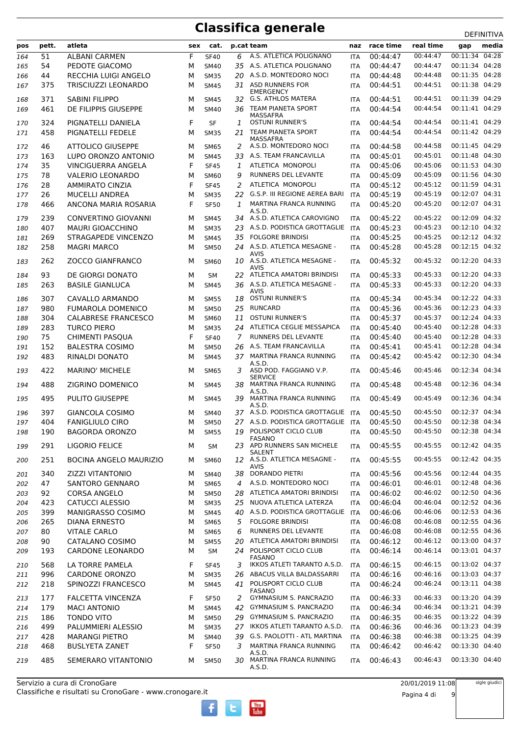# Classifica generale

DEFINITIVA

| pos | pett. | atleta | sex | cat. | p.cat | team | naz | race time | real time | gap | media |
|---|---|---|---|---|---|---|---|---|---|---|---|
| 164 | 51 | ALBANI CARMEN | F | SF40 | 6 | A.S. ATLETICA POLIGNANO | ITA | 00:44:47 | 00:44:47 | 00:11:34 | 04:28 |
| 165 | 54 | PEDOTE GIACOMO | M | SM40 | 35 | A.S. ATLETICA POLIGNANO | ITA | 00:44:47 | 00:44:47 | 00:11:34 | 04:28 |
| 166 | 44 | RECCHIA LUIGI ANGELO | M | SM35 | 20 | A.S.D. MONTEDORO NOCI | ITA | 00:44:48 | 00:44:48 | 00:11:35 | 04:28 |
| 167 | 375 | TRISCIUZZI LEONARDO | M | SM45 | 31 | ASD RUNNERS FOR EMERGENCY | ITA | 00:44:51 | 00:44:51 | 00:11:38 | 04:29 |
| 168 | 371 | SABINI FILIPPO | M | SM45 | 32 | G.S. ATHLOS MATERA | ITA | 00:44:51 | 00:44:51 | 00:11:39 | 04:29 |
| 169 | 461 | DE FILIPPIS GIUSEPPE | M | SM40 | 36 | TEAM PIANETA SPORT MASSAFRA | ITA | 00:44:54 | 00:44:54 | 00:11:41 | 04:29 |
| 170 | 324 | PIGNATELLI DANIELA | F | SF | 1 | OSTUNI RUNNER'S | ITA | 00:44:54 | 00:44:54 | 00:11:41 | 04:29 |
| 171 | 458 | PIGNATELLI FEDELE | M | SM35 | 21 | TEAM PIANETA SPORT MASSAFRA | ITA | 00:44:54 | 00:44:54 | 00:11:42 | 04:29 |
| 172 | 46 | ATTOLICO GIUSEPPE | M | SM65 | 2 | A.S.D. MONTEDORO NOCI | ITA | 00:44:58 | 00:44:58 | 00:11:45 | 04:29 |
| 173 | 163 | LUPO ORONZO ANTONIO | M | SM45 | 33 | A.S. TEAM FRANCAVILLA | ITA | 00:45:01 | 00:45:01 | 00:11:48 | 04:30 |
| 174 | 35 | VINCIGUERRA ANGELA | F | SF45 | 1 | ATLETICA MONOPOLI | ITA | 00:45:06 | 00:45:06 | 00:11:53 | 04:30 |
| 175 | 78 | VALERIO LEONARDO | M | SM60 | 9 | RUNNERS DEL LEVANTE | ITA | 00:45:09 | 00:45:09 | 00:11:56 | 04:30 |
| 176 | 28 | AMMIRATO CINZIA | F | SF45 | 2 | ATLETICA MONOPOLI | ITA | 00:45:12 | 00:45:12 | 00:11:59 | 04:31 |
| 177 | 26 | MUCELLI ANDREA | M | SM35 | 22 | G.S.P. III REGIONE AEREA BARI | ITA | 00:45:19 | 00:45:19 | 00:12:07 | 04:31 |
| 178 | 466 | ANCONA MARIA ROSARIA | F | SF50 | 1 | MARTINA FRANCA RUNNING A.S.D. | ITA | 00:45:20 | 00:45:20 | 00:12:07 | 04:31 |
| 179 | 239 | CONVERTINO GIOVANNI | M | SM45 | 34 | A.S.D. ATLETICA CAROVIGNO | ITA | 00:45:22 | 00:45:22 | 00:12:09 | 04:32 |
| 180 | 407 | MAURI GIOACCHINO | M | SM35 | 23 | A.S.D. PODISTICA GROTTAGLIE | ITA | 00:45:23 | 00:45:23 | 00:12:10 | 04:32 |
| 181 | 269 | STRAGAPEDE VINCENZO | M | SM45 | 35 | FOLGORE BRINDISI | ITA | 00:45:25 | 00:45:25 | 00:12:12 | 04:32 |
| 182 | 258 | MAGRI MARCO | M | SM50 | 24 | A.S.D. ATLETICA MESAGNE - AVIS | ITA | 00:45:28 | 00:45:28 | 00:12:15 | 04:32 |
| 183 | 262 | ZOCCO GIANFRANCO | M | SM60 | 10 | A.S.D. ATLETICA MESAGNE - AVIS | ITA | 00:45:32 | 00:45:32 | 00:12:20 | 04:33 |
| 184 | 93 | DE GIORGI DONATO | M | SM | 22 | ATLETICA AMATORI BRINDISI | ITA | 00:45:33 | 00:45:33 | 00:12:20 | 04:33 |
| 185 | 263 | BASILE GIANLUCA | M | SM45 | 36 | A.S.D. ATLETICA MESAGNE - AVIS | ITA | 00:45:33 | 00:45:33 | 00:12:20 | 04:33 |
| 186 | 307 | CAVALLO ARMANDO | M | SM55 | 18 | OSTUNI RUNNER'S | ITA | 00:45:34 | 00:45:34 | 00:12:22 | 04:33 |
| 187 | 980 | FUMAROLA DOMENICO | M | SM50 | 25 | RUNCARD | ITA | 00:45:36 | 00:45:36 | 00:12:23 | 04:33 |
| 188 | 304 | CALABRESE FRANCESCO | M | SM60 | 11 | OSTUNI RUNNER'S | ITA | 00:45:37 | 00:45:37 | 00:12:24 | 04:33 |
| 189 | 283 | TURCO PIERO | M | SM35 | 24 | ATLETICA CEGLIE MESSAPICA | ITA | 00:45:40 | 00:45:40 | 00:12:28 | 04:33 |
| 190 | 75 | CHIMENTI PASQUA | F | SF40 | 7 | RUNNERS DEL LEVANTE | ITA | 00:45:40 | 00:45:40 | 00:12:28 | 04:33 |
| 191 | 152 | BALESTRA COSIMO | M | SM50 | 26 | A.S. TEAM FRANCAVILLA | ITA | 00:45:41 | 00:45:41 | 00:12:28 | 04:34 |
| 192 | 483 | RINALDI DONATO | M | SM45 | 37 | MARTINA FRANCA RUNNING A.S.D. | ITA | 00:45:42 | 00:45:42 | 00:12:30 | 04:34 |
| 193 | 422 | MARINO' MICHELE | M | SM65 | 3 | ASD POD. FAGGIANO V.P. SERVICE | ITA | 00:45:46 | 00:45:46 | 00:12:34 | 04:34 |
| 194 | 488 | ZIGRINO DOMENICO | M | SM45 | 38 | MARTINA FRANCA RUNNING A.S.D. | ITA | 00:45:48 | 00:45:48 | 00:12:36 | 04:34 |
| 195 | 495 | PULITO GIUSEPPE | M | SM45 | 39 | MARTINA FRANCA RUNNING A.S.D. | ITA | 00:45:49 | 00:45:49 | 00:12:36 | 04:34 |
| 196 | 397 | GIANCOLA COSIMO | M | SM40 | 37 | A.S.D. PODISTICA GROTTAGLIE | ITA | 00:45:50 | 00:45:50 | 00:12:37 | 04:34 |
| 197 | 404 | FANIGLIULO CIRO | M | SM50 | 27 | A.S.D. PODISTICA GROTTAGLIE | ITA | 00:45:50 | 00:45:50 | 00:12:38 | 04:34 |
| 198 | 190 | BAGORDA ORONZO | M | SM55 | 19 | POLISPORT CICLO CLUB FASANO | ITA | 00:45:50 | 00:45:50 | 00:12:38 | 04:34 |
| 199 | 291 | LIGORIO FELICE | M | SM | 23 | APD RUNNERS SAN MICHELE SALENT | ITA | 00:45:55 | 00:45:55 | 00:12:42 | 04:35 |
| 200 | 251 | BOCINA ANGELO MAURIZIO | M | SM60 | 12 | A.S.D. ATLETICA MESAGNE - AVIS | ITA | 00:45:55 | 00:45:55 | 00:12:42 | 04:35 |
| 201 | 340 | ZIZZI VITANTONIO | M | SM40 | 38 | DORANDO PIETRI | ITA | 00:45:56 | 00:45:56 | 00:12:44 | 04:35 |
| 202 | 47 | SANTORO GENNARO | M | SM65 | 4 | A.S.D. MONTEDORO NOCI | ITA | 00:46:01 | 00:46:01 | 00:12:48 | 04:36 |
| 203 | 92 | CORSA ANGELO | M | SM50 | 28 | ATLETICA AMATORI BRINDISI | ITA | 00:46:02 | 00:46:02 | 00:12:50 | 04:36 |
| 204 | 423 | CATUCCI ALESSIO | M | SM35 | 25 | NUOVA ATLETICA LATERZA | ITA | 00:46:04 | 00:46:04 | 00:12:52 | 04:36 |
| 205 | 399 | MANIGRASSO COSIMO | M | SM45 | 40 | A.S.D. PODISTICA GROTTAGLIE | ITA | 00:46:06 | 00:46:06 | 00:12:53 | 04:36 |
| 206 | 265 | DIANA ERNESTO | M | SM65 | 5 | FOLGORE BRINDISI | ITA | 00:46:08 | 00:46:08 | 00:12:55 | 04:36 |
| 207 | 80 | VITALE CARLO | M | SM65 | 6 | RUNNERS DEL LEVANTE | ITA | 00:46:08 | 00:46:08 | 00:12:55 | 04:36 |
| 208 | 90 | CATALANO COSIMO | M | SM55 | 20 | ATLETICA AMATORI BRINDISI | ITA | 00:46:12 | 00:46:12 | 00:13:00 | 04:37 |
| 209 | 193 | CARDONE LEONARDO | M | SM | 24 | POLISPORT CICLO CLUB FASANO | ITA | 00:46:14 | 00:46:14 | 00:13:01 | 04:37 |
| 210 | 568 | LA TORRE PAMELA | F | SF45 | 3 | IKKOS ATLETI TARANTO A.S.D. | ITA | 00:46:15 | 00:46:15 | 00:13:02 | 04:37 |
| 211 | 996 | CARDONE ORONZO | M | SM35 | 26 | ABACUS VILLA BALDASSARRI | ITA | 00:46:16 | 00:46:16 | 00:13:03 | 04:37 |
| 212 | 218 | SPINOZZI FRANCESCO | M | SM45 | 41 | POLISPORT CICLO CLUB FASANO | ITA | 00:46:24 | 00:46:24 | 00:13:11 | 04:38 |
| 213 | 177 | FALCETTA VINCENZA | F | SF50 | 2 | GYMNASIUM S. PANCRAZIO | ITA | 00:46:33 | 00:46:33 | 00:13:20 | 04:39 |
| 214 | 179 | MACI ANTONIO | M | SM45 | 42 | GYMNASIUM S. PANCRAZIO | ITA | 00:46:34 | 00:46:34 | 00:13:21 | 04:39 |
| 215 | 186 | TONDO VITO | M | SM50 | 29 | GYMNASIUM S. PANCRAZIO | ITA | 00:46:35 | 00:46:35 | 00:13:22 | 04:39 |
| 216 | 499 | PALUMMIERI ALESSIO | M | SM35 | 27 | IKKOS ATLETI TARANTO A.S.D. | ITA | 00:46:36 | 00:46:36 | 00:13:23 | 04:39 |
| 217 | 428 | MARANGI PIETRO | M | SM40 | 39 | G.S. PAOLOTTI - ATL MARTINA | ITA | 00:46:38 | 00:46:38 | 00:13:25 | 04:39 |
| 218 | 468 | BUSLYETA ZANET | F | SF50 | 3 | MARTINA FRANCA RUNNING A.S.D. | ITA | 00:46:42 | 00:46:42 | 00:13:30 | 04:40 |
| 219 | 485 | SEMERARO VITANTONIO | M | SM50 | 30 | MARTINA FRANCA RUNNING A.S.D. | ITA | 00:46:43 | 00:46:43 | 00:13:30 | 04:40 |

Servizio a cura di CronoGare
Classifiche e risultati su CronoGare - www.cronogare.it

20/01/2019 11:08

sigle giudici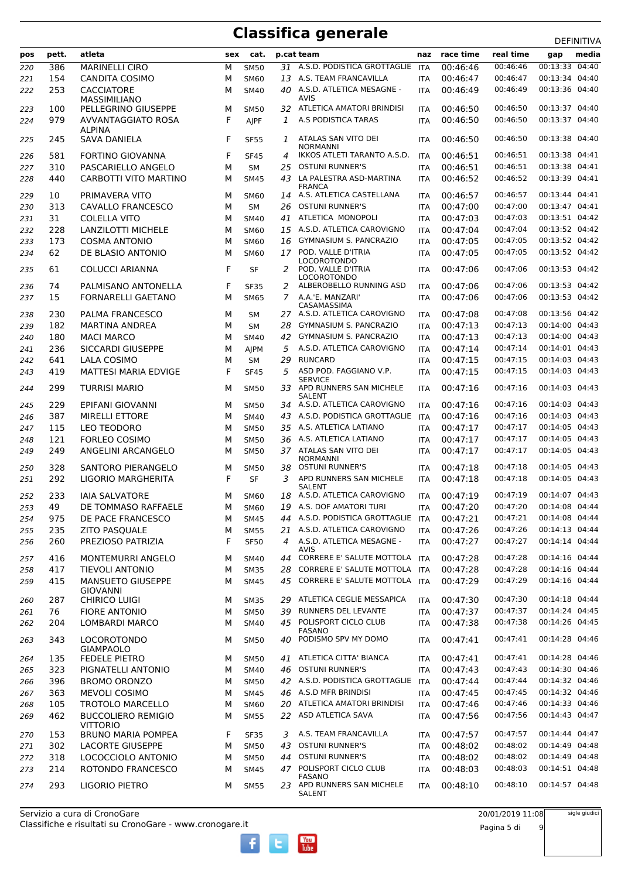# Classifica generale

DEFINITIVA

| pos | pett. | atleta | sex | cat. | p.cat | team | naz | race time | real time | gap | media |
|---|---|---|---|---|---|---|---|---|---|---|---|
| 220 | 386 | MARINELLI CIRO | M | SM50 | 31 | A.S.D. PODISTICA GROTTAGLIE | ITA | 00:46:46 | 00:46:46 | 00:13:33 | 04:40 |
| 221 | 154 | CANDITA COSIMO | M | SM60 | 13 | A.S. TEAM FRANCAVILLA | ITA | 00:46:47 | 00:46:47 | 00:13:34 | 04:40 |
| 222 | 253 | CACCIATORE MASSIMILIANO | M | SM40 | 40 | A.S.D. ATLETICA MESAGNE - AVIS | ITA | 00:46:49 | 00:46:49 | 00:13:36 | 04:40 |
| 223 | 100 | PELLEGRINO GIUSEPPE | M | SM50 | 32 | ATLETICA AMATORI BRINDISI | ITA | 00:46:50 | 00:46:50 | 00:13:37 | 04:40 |
| 224 | 979 | AVVANTAGGIATO ROSA ALPINA | F | AJPF | 1 | A.S PODISTICA TARAS | ITA | 00:46:50 | 00:46:50 | 00:13:37 | 04:40 |
| 225 | 245 | SAVA DANIELA | F | SF55 | 1 | ATALAS SAN VITO DEI NORMANNI | ITA | 00:46:50 | 00:46:50 | 00:13:38 | 04:40 |
| 226 | 581 | FORTINO GIOVANNA | F | SF45 | 4 | IKKOS ATLETI TARANTO A.S.D. | ITA | 00:46:51 | 00:46:51 | 00:13:38 | 04:41 |
| 227 | 310 | PASCARIELLO ANGELO | M | SM | 25 | OSTUNI RUNNER'S | ITA | 00:46:51 | 00:46:51 | 00:13:38 | 04:41 |
| 228 | 440 | CARBOTTI VITO MARTINO | M | SM45 | 43 | LA PALESTRA ASD-MARTINA FRANCA | ITA | 00:46:52 | 00:46:52 | 00:13:39 | 04:41 |
| 229 | 10 | PRIMAVERA VITO | M | SM60 | 14 | A.S. ATLETICA CASTELLANA | ITA | 00:46:57 | 00:46:57 | 00:13:44 | 04:41 |
| 230 | 313 | CAVALLO FRANCESCO | M | SM | 26 | OSTUNI RUNNER'S | ITA | 00:47:00 | 00:47:00 | 00:13:47 | 04:41 |
| 231 | 31 | COLELLA VITO | M | SM40 | 41 | ATLETICA MONOPOLI | ITA | 00:47:03 | 00:47:03 | 00:13:51 | 04:42 |
| 232 | 228 | LANZILOTTI MICHELE | M | SM60 | 15 | A.S.D. ATLETICA CAROVIGNO | ITA | 00:47:04 | 00:47:04 | 00:13:52 | 04:42 |
| 233 | 173 | COSMA ANTONIO | M | SM60 | 16 | GYMNASIUM S. PANCRAZIO | ITA | 00:47:05 | 00:47:05 | 00:13:52 | 04:42 |
| 234 | 62 | DE BLASIO ANTONIO | M | SM60 | 17 | POD. VALLE D'ITRIA LOCOROTONDO | ITA | 00:47:05 | 00:47:05 | 00:13:52 | 04:42 |
| 235 | 61 | COLUCCI ARIANNA | F | SF | 2 | POD. VALLE D'ITRIA LOCOROTONDO | ITA | 00:47:06 | 00:47:06 | 00:13:53 | 04:42 |
| 236 | 74 | PALMISANO ANTONELLA | F | SF35 | 2 | ALBEROBELLO RUNNING ASD | ITA | 00:47:06 | 00:47:06 | 00:13:53 | 04:42 |
| 237 | 15 | FORNARELLI GAETANO | M | SM65 | 7 | A.A.'E. MANZARI' CASAMASSIMA | ITA | 00:47:06 | 00:47:06 | 00:13:53 | 04:42 |
| 238 | 230 | PALMA FRANCESCO | M | SM | 27 | A.S.D. ATLETICA CAROVIGNO | ITA | 00:47:08 | 00:47:08 | 00:13:56 | 04:42 |
| 239 | 182 | MARTINA ANDREA | M | SM | 28 | GYMNASIUM S. PANCRAZIO | ITA | 00:47:13 | 00:47:13 | 00:14:00 | 04:43 |
| 240 | 180 | MACI MARCO | M | SM40 | 42 | GYMNASIUM S. PANCRAZIO | ITA | 00:47:13 | 00:47:13 | 00:14:00 | 04:43 |
| 241 | 236 | SICCARDI GIUSEPPE | M | AJPM | 5 | A.S.D. ATLETICA CAROVIGNO | ITA | 00:47:14 | 00:47:14 | 00:14:01 | 04:43 |
| 242 | 641 | LALA COSIMO | M | SM | 29 | RUNCARD | ITA | 00:47:15 | 00:47:15 | 00:14:03 | 04:43 |
| 243 | 419 | MATTESI MARIA EDVIGE | F | SF45 | 5 | ASD POD. FAGGIANO V.P. SERVICE | ITA | 00:47:15 | 00:47:15 | 00:14:03 | 04:43 |
| 244 | 299 | TURRISI MARIO | M | SM50 | 33 | APD RUNNERS SAN MICHELE SALENT | ITA | 00:47:16 | 00:47:16 | 00:14:03 | 04:43 |
| 245 | 229 | EPIFANI GIOVANNI | M | SM50 | 34 | A.S.D. ATLETICA CAROVIGNO | ITA | 00:47:16 | 00:47:16 | 00:14:03 | 04:43 |
| 246 | 387 | MIRELLI ETTORE | M | SM40 | 43 | A.S.D. PODISTICA GROTTAGLIE | ITA | 00:47:16 | 00:47:16 | 00:14:03 | 04:43 |
| 247 | 115 | LEO TEODORO | M | SM50 | 35 | A.S. ATLETICA LATIANO | ITA | 00:47:17 | 00:47:17 | 00:14:05 | 04:43 |
| 248 | 121 | FORLEO COSIMO | M | SM50 | 36 | A.S. ATLETICA LATIANO | ITA | 00:47:17 | 00:47:17 | 00:14:05 | 04:43 |
| 249 | 249 | ANGELINI ARCANGELO | M | SM50 | 37 | ATALAS SAN VITO DEI NORMANNI | ITA | 00:47:17 | 00:47:17 | 00:14:05 | 04:43 |
| 250 | 328 | SANTORO PIERANGELO | M | SM50 | 38 | OSTUNI RUNNER'S | ITA | 00:47:18 | 00:47:18 | 00:14:05 | 04:43 |
| 251 | 292 | LIGORIO MARGHERITA | F | SF | 3 | APD RUNNERS SAN MICHELE SALENT | ITA | 00:47:18 | 00:47:18 | 00:14:05 | 04:43 |
| 252 | 233 | IAIA SALVATORE | M | SM60 | 18 | A.S.D. ATLETICA CAROVIGNO | ITA | 00:47:19 | 00:47:19 | 00:14:07 | 04:43 |
| 253 | 49 | DE TOMMASO RAFFAELE | M | SM60 | 19 | A.S. DOF AMATORI TURI | ITA | 00:47:20 | 00:47:20 | 00:14:08 | 04:44 |
| 254 | 975 | DE PACE FRANCESCO | M | SM45 | 44 | A.S.D. PODISTICA GROTTAGLIE | ITA | 00:47:21 | 00:47:21 | 00:14:08 | 04:44 |
| 255 | 235 | ZITO PASQUALE | M | SM55 | 21 | A.S.D. ATLETICA CAROVIGNO | ITA | 00:47:26 | 00:47:26 | 00:14:13 | 04:44 |
| 256 | 260 | PREZIOSO PATRIZIA | F | SF50 | 4 | A.S.D. ATLETICA MESAGNE - AVIS | ITA | 00:47:27 | 00:47:27 | 00:14:14 | 04:44 |
| 257 | 416 | MONTEMURRI ANGELO | M | SM40 | 44 | CORRERE E' SALUTE MOTTOLA | ITA | 00:47:28 | 00:47:28 | 00:14:16 | 04:44 |
| 258 | 417 | TIEVOLI ANTONIO | M | SM35 | 28 | CORRERE E' SALUTE MOTTOLA | ITA | 00:47:28 | 00:47:28 | 00:14:16 | 04:44 |
| 259 | 415 | MANSUETO GIUSEPPE GIOVANNI | M | SM45 | 45 | CORRERE E' SALUTE MOTTOLA | ITA | 00:47:29 | 00:47:29 | 00:14:16 | 04:44 |
| 260 | 287 | CHIRICO LUIGI | M | SM35 | 29 | ATLETICA CEGLIE MESSAPICA | ITA | 00:47:30 | 00:47:30 | 00:14:18 | 04:44 |
| 261 | 76 | FIORE ANTONIO | M | SM50 | 39 | RUNNERS DEL LEVANTE | ITA | 00:47:37 | 00:47:37 | 00:14:24 | 04:45 |
| 262 | 204 | LOMBARDI MARCO | M | SM40 | 45 | POLISPORT CICLO CLUB FASANO | ITA | 00:47:38 | 00:47:38 | 00:14:26 | 04:45 |
| 263 | 343 | LOCOROTONDO GIAMPAOLO | M | SM50 | 40 | PODISMO SPV MY DOMO | ITA | 00:47:41 | 00:47:41 | 00:14:28 | 04:46 |
| 264 | 135 | FEDELE PIETRO | M | SM50 | 41 | ATLETICA CITTA' BIANCA | ITA | 00:47:41 | 00:47:41 | 00:14:28 | 04:46 |
| 265 | 323 | PIGNATELLI ANTONIO | M | SM40 | 46 | OSTUNI RUNNER'S | ITA | 00:47:43 | 00:47:43 | 00:14:30 | 04:46 |
| 266 | 396 | BROMO ORONZO | M | SM50 | 42 | A.S.D. PODISTICA GROTTAGLIE | ITA | 00:47:44 | 00:47:44 | 00:14:32 | 04:46 |
| 267 | 363 | MEVOLI COSIMO | M | SM45 | 46 | A.S.D MFR BRINDISI | ITA | 00:47:45 | 00:47:45 | 00:14:32 | 04:46 |
| 268 | 105 | TROTOLO MARCELLO | M | SM60 | 20 | ATLETICA AMATORI BRINDISI | ITA | 00:47:46 | 00:47:46 | 00:14:33 | 04:46 |
| 269 | 462 | BUCCOLIERO REMIGIO VITTORIO | M | SM55 | 22 | ASD ATLETICA SAVA | ITA | 00:47:56 | 00:47:56 | 00:14:43 | 04:47 |
| 270 | 153 | BRUNO MARIA POMPEA | F | SF35 | 3 | A.S. TEAM FRANCAVILLA | ITA | 00:47:57 | 00:47:57 | 00:14:44 | 04:47 |
| 271 | 302 | LACORTE GIUSEPPE | M | SM50 | 43 | OSTUNI RUNNER'S | ITA | 00:48:02 | 00:48:02 | 00:14:49 | 04:48 |
| 272 | 318 | LOCOCCIOLO ANTONIO | M | SM50 | 44 | OSTUNI RUNNER'S | ITA | 00:48:02 | 00:48:02 | 00:14:49 | 04:48 |
| 273 | 214 | ROTONDO FRANCESCO | M | SM45 | 47 | POLISPORT CICLO CLUB FASANO | ITA | 00:48:03 | 00:48:03 | 00:14:51 | 04:48 |
| 274 | 293 | LIGORIO PIETRO | M | SM55 | 23 | APD RUNNERS SAN MICHELE SALENT | ITA | 00:48:10 | 00:48:10 | 00:14:57 | 04:48 |

Servizio a cura di CronoGare
Classifiche e risultati su CronoGare - www.cronogare.it

20/01/2019 11:08

sigle giudici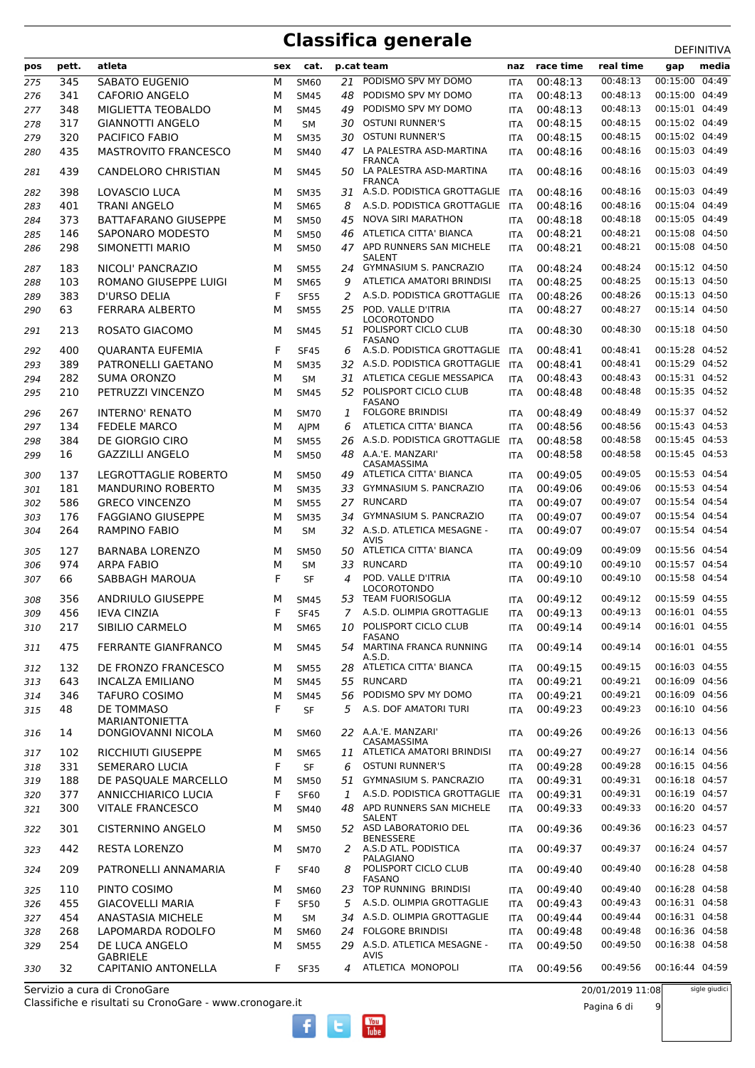# Classifica generale

DEFINITIVA

| pos | pett. | atleta | sex | cat. | p.cat | team | naz | race time | real time | gap | media |
|---|---|---|---|---|---|---|---|---|---|---|---|
| 275 | 345 | SABATO EUGENIO | M | SM60 | 21 | PODISMO SPV MY DOMO | ITA | 00:48:13 | 00:48:13 | 00:15:00 | 04:49 |
| 276 | 341 | CAFORIO ANGELO | M | SM45 | 48 | PODISMO SPV MY DOMO | ITA | 00:48:13 | 00:48:13 | 00:15:00 | 04:49 |
| 277 | 348 | MIGLIETTA TEOBALDO | M | SM45 | 49 | PODISMO SPV MY DOMO | ITA | 00:48:13 | 00:48:13 | 00:15:01 | 04:49 |
| 278 | 317 | GIANNOTTI ANGELO | M | SM | 30 | OSTUNI RUNNER'S | ITA | 00:48:15 | 00:48:15 | 00:15:02 | 04:49 |
| 279 | 320 | PACIFICO FABIO | M | SM35 | 30 | OSTUNI RUNNER'S | ITA | 00:48:15 | 00:48:15 | 00:15:02 | 04:49 |
| 280 | 435 | MASTROVITO FRANCESCO | M | SM40 | 47 | LA PALESTRA ASD-MARTINA FRANCA | ITA | 00:48:16 | 00:48:16 | 00:15:03 | 04:49 |
| 281 | 439 | CANDELORO CHRISTIAN | M | SM45 | 50 | LA PALESTRA ASD-MARTINA FRANCA | ITA | 00:48:16 | 00:48:16 | 00:15:03 | 04:49 |
| 282 | 398 | LOVASCIO LUCA | M | SM35 | 31 | A.S.D. PODISTICA GROTTAGLIE | ITA | 00:48:16 | 00:48:16 | 00:15:03 | 04:49 |
| 283 | 401 | TRANI ANGELO | M | SM65 | 8 | A.S.D. PODISTICA GROTTAGLIE | ITA | 00:48:16 | 00:48:16 | 00:15:04 | 04:49 |
| 284 | 373 | BATTAFARANO GIUSEPPE | M | SM50 | 45 | NOVA SIRI MARATHON | ITA | 00:48:18 | 00:48:18 | 00:15:05 | 04:49 |
| 285 | 146 | SAPONARO MODESTO | M | SM50 | 46 | ATLETICA CITTA' BIANCA | ITA | 00:48:21 | 00:48:21 | 00:15:08 | 04:50 |
| 286 | 298 | SIMONETTI MARIO | M | SM50 | 47 | APD RUNNERS SAN MICHELE SALENT | ITA | 00:48:21 | 00:48:21 | 00:15:08 | 04:50 |
| 287 | 183 | NICOLI' PANCRAZIO | M | SM55 | 24 | GYMNASIUM S. PANCRAZIO | ITA | 00:48:24 | 00:48:24 | 00:15:12 | 04:50 |
| 288 | 103 | ROMANO GIUSEPPE LUIGI | M | SM65 | 9 | ATLETICA AMATORI BRINDISI | ITA | 00:48:25 | 00:48:25 | 00:15:13 | 04:50 |
| 289 | 383 | D'URSO DELIA | F | SF55 | 2 | A.S.D. PODISTICA GROTTAGLIE | ITA | 00:48:26 | 00:48:26 | 00:15:13 | 04:50 |
| 290 | 63 | FERRARA ALBERTO | M | SM55 | 25 | POD. VALLE D'ITRIA LOCOROTONDO | ITA | 00:48:27 | 00:48:27 | 00:15:14 | 04:50 |
| 291 | 213 | ROSATO GIACOMO | M | SM45 | 51 | POLISPORT CICLO CLUB FASANO | ITA | 00:48:30 | 00:48:30 | 00:15:18 | 04:50 |
| 292 | 400 | QUARANTA EUFEMIA | F | SF45 | 6 | A.S.D. PODISTICA GROTTAGLIE | ITA | 00:48:41 | 00:48:41 | 00:15:28 | 04:52 |
| 293 | 389 | PATRONELLI GAETANO | M | SM35 | 32 | A.S.D. PODISTICA GROTTAGLIE | ITA | 00:48:41 | 00:48:41 | 00:15:29 | 04:52 |
| 294 | 282 | SUMA ORONZO | M | SM | 31 | ATLETICA CEGLIE MESSAPICA | ITA | 00:48:43 | 00:48:43 | 00:15:31 | 04:52 |
| 295 | 210 | PETRUZZI VINCENZO | M | SM45 | 52 | POLISPORT CICLO CLUB FASANO | ITA | 00:48:48 | 00:48:48 | 00:15:35 | 04:52 |
| 296 | 267 | INTERNO' RENATO | M | SM70 | 1 | FOLGORE BRINDISI | ITA | 00:48:49 | 00:48:49 | 00:15:37 | 04:52 |
| 297 | 134 | FEDELE MARCO | M | AJPM | 6 | ATLETICA CITTA' BIANCA | ITA | 00:48:56 | 00:48:56 | 00:15:43 | 04:53 |
| 298 | 384 | DE GIORGIO CIRO | M | SM55 | 26 | A.S.D. PODISTICA GROTTAGLIE | ITA | 00:48:58 | 00:48:58 | 00:15:45 | 04:53 |
| 299 | 16 | GAZZILLI ANGELO | M | SM50 | 48 | A.A.'E. MANZARI' CASAMASSIMA | ITA | 00:48:58 | 00:48:58 | 00:15:45 | 04:53 |
| 300 | 137 | LEGROTTAGLIE ROBERTO | M | SM50 | 49 | ATLETICA CITTA' BIANCA | ITA | 00:49:05 | 00:49:05 | 00:15:53 | 04:54 |
| 301 | 181 | MANDURINO ROBERTO | M | SM35 | 33 | GYMNASIUM S. PANCRAZIO | ITA | 00:49:06 | 00:49:06 | 00:15:53 | 04:54 |
| 302 | 586 | GRECO VINCENZO | M | SM55 | 27 | RUNCARD | ITA | 00:49:07 | 00:49:07 | 00:15:54 | 04:54 |
| 303 | 176 | FAGGIANO GIUSEPPE | M | SM35 | 34 | GYMNASIUM S. PANCRAZIO | ITA | 00:49:07 | 00:49:07 | 00:15:54 | 04:54 |
| 304 | 264 | RAMPINO FABIO | M | SM | 32 | A.S.D. ATLETICA MESAGNE - AVIS | ITA | 00:49:07 | 00:49:07 | 00:15:54 | 04:54 |
| 305 | 127 | BARNABA LORENZO | M | SM50 | 50 | ATLETICA CITTA' BIANCA | ITA | 00:49:09 | 00:49:09 | 00:15:56 | 04:54 |
| 306 | 974 | ARPA FABIO | M | SM | 33 | RUNCARD | ITA | 00:49:10 | 00:49:10 | 00:15:57 | 04:54 |
| 307 | 66 | SABBAGH MAROUA | F | SF | 4 | POD. VALLE D'ITRIA LOCOROTONDO | ITA | 00:49:10 | 00:49:10 | 00:15:58 | 04:54 |
| 308 | 356 | ANDRIULO GIUSEPPE | M | SM45 | 53 | TEAM FUORISOGLIA | ITA | 00:49:12 | 00:49:12 | 00:15:59 | 04:55 |
| 309 | 456 | IEVA CINZIA | F | SF45 | 7 | A.S.D. OLIMPIA GROTTAGLIE | ITA | 00:49:13 | 00:49:13 | 00:16:01 | 04:55 |
| 310 | 217 | SIBILIO CARMELO | M | SM65 | 10 | POLISPORT CICLO CLUB FASANO | ITA | 00:49:14 | 00:49:14 | 00:16:01 | 04:55 |
| 311 | 475 | FERRANTE GIANFRANCO | M | SM45 | 54 | MARTINA FRANCA RUNNING A.S.D. | ITA | 00:49:14 | 00:49:14 | 00:16:01 | 04:55 |
| 312 | 132 | DE FRONZO FRANCESCO | M | SM55 | 28 | ATLETICA CITTA' BIANCA | ITA | 00:49:15 | 00:49:15 | 00:16:03 | 04:55 |
| 313 | 643 | INCALZA EMILIANO | M | SM45 | 55 | RUNCARD | ITA | 00:49:21 | 00:49:21 | 00:16:09 | 04:56 |
| 314 | 346 | TAFURO COSIMO | M | SM45 | 56 | PODISMO SPV MY DOMO | ITA | 00:49:21 | 00:49:21 | 00:16:09 | 04:56 |
| 315 | 48 | DE TOMMASO MARIANTONIETTA | F | SF | 5 | A.S. DOF AMATORI TURI | ITA | 00:49:23 | 00:49:23 | 00:16:10 | 04:56 |
| 316 | 14 | DONGIOVANNI NICOLA | M | SM60 | 22 | A.A.'E. MANZARI' CASAMASSIMA | ITA | 00:49:26 | 00:49:26 | 00:16:13 | 04:56 |
| 317 | 102 | RICCHIUTI GIUSEPPE | M | SM65 | 11 | ATLETICA AMATORI BRINDISI | ITA | 00:49:27 | 00:49:27 | 00:16:14 | 04:56 |
| 318 | 331 | SEMERARO LUCIA | F | SF | 6 | OSTUNI RUNNER'S | ITA | 00:49:28 | 00:49:28 | 00:16:15 | 04:56 |
| 319 | 188 | DE PASQUALE MARCELLO | M | SM50 | 51 | GYMNASIUM S. PANCRAZIO | ITA | 00:49:31 | 00:49:31 | 00:16:18 | 04:57 |
| 320 | 377 | ANNICCHIARICO LUCIA | F | SF60 | 1 | A.S.D. PODISTICA GROTTAGLIE | ITA | 00:49:31 | 00:49:31 | 00:16:19 | 04:57 |
| 321 | 300 | VITALE FRANCESCO | M | SM40 | 48 | APD RUNNERS SAN MICHELE SALENT | ITA | 00:49:33 | 00:49:33 | 00:16:20 | 04:57 |
| 322 | 301 | CISTERNINO ANGELO | M | SM50 | 52 | ASD LABORATORIO DEL BENESSERE | ITA | 00:49:36 | 00:49:36 | 00:16:23 | 04:57 |
| 323 | 442 | RESTA LORENZO | M | SM70 | 2 | A.S.D ATL. PODISTICA PALAGIANO | ITA | 00:49:37 | 00:49:37 | 00:16:24 | 04:57 |
| 324 | 209 | PATRONELLI ANNAMARIA | F | SF40 | 8 | POLISPORT CICLO CLUB FASANO | ITA | 00:49:40 | 00:49:40 | 00:16:28 | 04:58 |
| 325 | 110 | PINTO COSIMO | M | SM60 | 23 | TOP RUNNING BRINDISI | ITA | 00:49:40 | 00:49:40 | 00:16:28 | 04:58 |
| 326 | 455 | GIACOVELLI MARIA | F | SF50 | 5 | A.S.D. OLIMPIA GROTTAGLIE | ITA | 00:49:43 | 00:49:43 | 00:16:31 | 04:58 |
| 327 | 454 | ANASTASIA MICHELE | M | SM | 34 | A.S.D. OLIMPIA GROTTAGLIE | ITA | 00:49:44 | 00:49:44 | 00:16:31 | 04:58 |
| 328 | 268 | LAPOMARDA RODOLFO | M | SM60 | 24 | FOLGORE BRINDISI | ITA | 00:49:48 | 00:49:48 | 00:16:36 | 04:58 |
| 329 | 254 | DE LUCA ANGELO GABRIELE | M | SM55 | 29 | A.S.D. ATLETICA MESAGNE - AVIS | ITA | 00:49:50 | 00:49:50 | 00:16:38 | 04:58 |
| 330 | 32 | CAPITANIO ANTONELLA | F | SF35 | 4 | ATLETICA MONOPOLI | ITA | 00:49:56 | 00:49:56 | 00:16:44 | 04:59 |

Servizio a cura di CronoGare
Classifiche e risultati su CronoGare - www.cronogare.it

20/01/2019 11:08

sigle giudici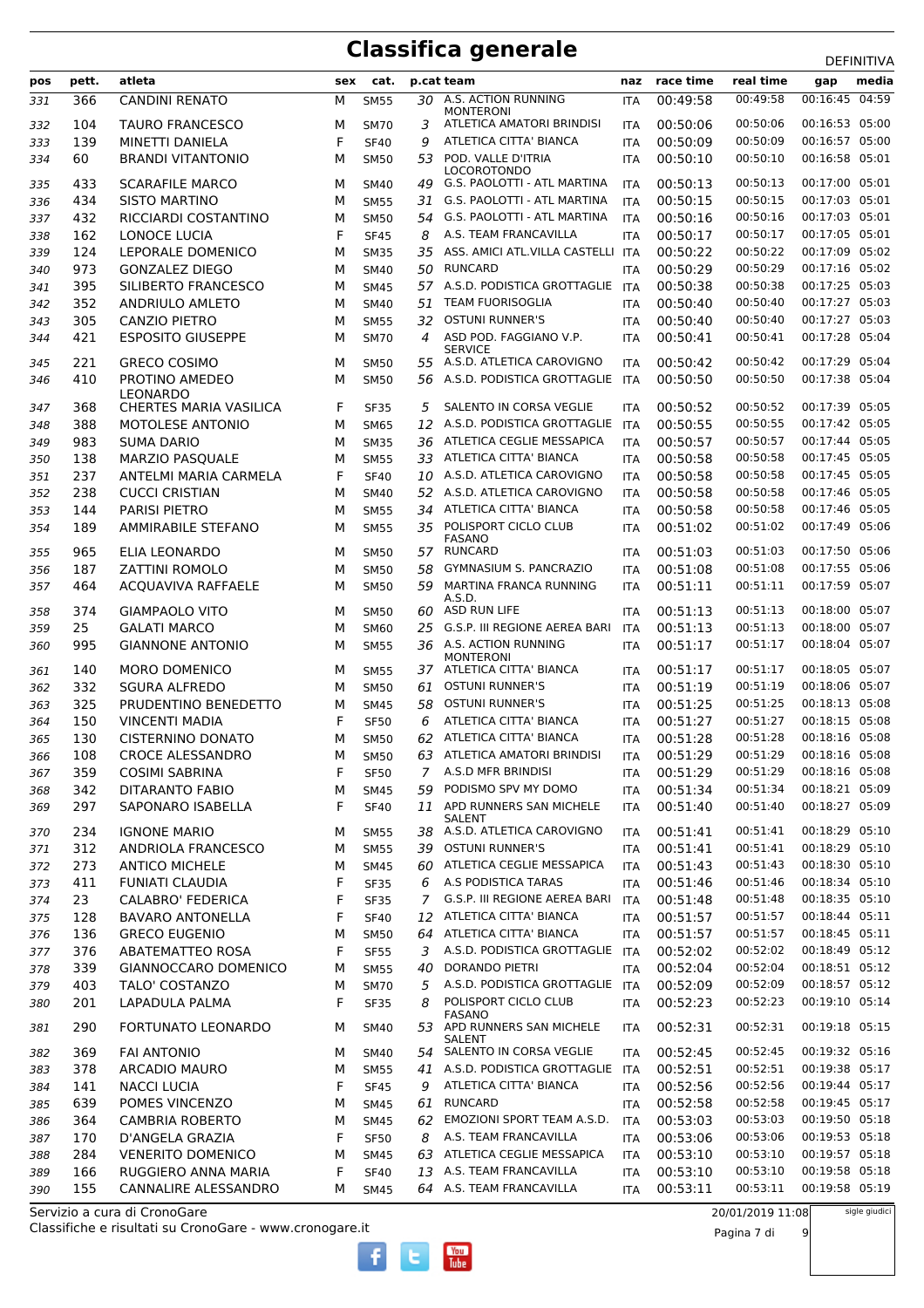# Classifica generale

DEFINITIVA

| pos | pett. | atleta | sex | cat. | p.cat | team | naz | race time | real time | gap | media |
|---|---|---|---|---|---|---|---|---|---|---|---|
| 331 | 366 | CANDINI RENATO | M | SM55 | 30 | A.S. ACTION RUNNING MONTERONI | ITA | 00:49:58 | 00:49:58 | 00:16:45 | 04:59 |
| 332 | 104 | TAURO FRANCESCO | M | SM70 | 3 | ATLETICA AMATORI BRINDISI | ITA | 00:50:06 | 00:50:06 | 00:16:53 | 05:00 |
| 333 | 139 | MINETTI DANIELA | F | SF40 | 9 | ATLETICA CITTA' BIANCA | ITA | 00:50:09 | 00:50:09 | 00:16:57 | 05:00 |
| 334 | 60 | BRANDI VITANTONIO | M | SM50 | 53 | POD. VALLE D'ITRIA LOCOROTONDO | ITA | 00:50:10 | 00:50:10 | 00:16:58 | 05:01 |
| 335 | 433 | SCARAFILE MARCO | M | SM40 | 49 | G.S. PAOLOTTI - ATL MARTINA | ITA | 00:50:13 | 00:50:13 | 00:17:00 | 05:01 |
| 336 | 434 | SISTO MARTINO | M | SM55 | 31 | G.S. PAOLOTTI - ATL MARTINA | ITA | 00:50:15 | 00:50:15 | 00:17:03 | 05:01 |
| 337 | 432 | RICCIARDI COSTANTINO | M | SM50 | 54 | G.S. PAOLOTTI - ATL MARTINA | ITA | 00:50:16 | 00:50:16 | 00:17:03 | 05:01 |
| 338 | 162 | LONOCE LUCIA | F | SF45 | 8 | A.S. TEAM FRANCAVILLA | ITA | 00:50:17 | 00:50:17 | 00:17:05 | 05:01 |
| 339 | 124 | LEPORALE DOMENICO | M | SM35 | 35 | ASS. AMICI ATL.VILLA CASTELLI | ITA | 00:50:22 | 00:50:22 | 00:17:09 | 05:02 |
| 340 | 973 | GONZALEZ DIEGO | M | SM40 | 50 | RUNCARD | ITA | 00:50:29 | 00:50:29 | 00:17:16 | 05:02 |
| 341 | 395 | SILIBERTO FRANCESCO | M | SM45 | 57 | A.S.D. PODISTICA GROTTAGLIE | ITA | 00:50:38 | 00:50:38 | 00:17:25 | 05:03 |
| 342 | 352 | ANDRIULO AMLETO | M | SM40 | 51 | TEAM FUORISOGLIA | ITA | 00:50:40 | 00:50:40 | 00:17:27 | 05:03 |
| 343 | 305 | CANZIO PIETRO | M | SM55 | 32 | OSTUNI RUNNER'S | ITA | 00:50:40 | 00:50:40 | 00:17:27 | 05:03 |
| 344 | 421 | ESPOSITO GIUSEPPE | M | SM70 | 4 | ASD POD. FAGGIANO V.P. SERVICE | ITA | 00:50:41 | 00:50:41 | 00:17:28 | 05:04 |
| 345 | 221 | GRECO COSIMO | M | SM50 | 55 | A.S.D. ATLETICA CAROVIGNO | ITA | 00:50:42 | 00:50:42 | 00:17:29 | 05:04 |
| 346 | 410 | PROTINO AMEDEO LEONARDO | M | SM50 | 56 | A.S.D. PODISTICA GROTTAGLIE | ITA | 00:50:50 | 00:50:50 | 00:17:38 | 05:04 |
| 347 | 368 | CHERTES MARIA VASILICA | F | SF35 | 5 | SALENTO IN CORSA VEGLIE | ITA | 00:50:52 | 00:50:52 | 00:17:39 | 05:05 |
| 348 | 388 | MOTOLESE ANTONIO | M | SM65 | 12 | A.S.D. PODISTICA GROTTAGLIE | ITA | 00:50:55 | 00:50:55 | 00:17:42 | 05:05 |
| 349 | 983 | SUMA DARIO | M | SM35 | 36 | ATLETICA CEGLIE MESSAPICA | ITA | 00:50:57 | 00:50:57 | 00:17:44 | 05:05 |
| 350 | 138 | MARZIO PASQUALE | M | SM55 | 33 | ATLETICA CITTA' BIANCA | ITA | 00:50:58 | 00:50:58 | 00:17:45 | 05:05 |
| 351 | 237 | ANTELMI MARIA CARMELA | F | SF40 | 10 | A.S.D. ATLETICA CAROVIGNO | ITA | 00:50:58 | 00:50:58 | 00:17:45 | 05:05 |
| 352 | 238 | CUCCI CRISTIAN | M | SM40 | 52 | A.S.D. ATLETICA CAROVIGNO | ITA | 00:50:58 | 00:50:58 | 00:17:46 | 05:05 |
| 353 | 144 | PARISI PIETRO | M | SM55 | 34 | ATLETICA CITTA' BIANCA | ITA | 00:50:58 | 00:50:58 | 00:17:46 | 05:05 |
| 354 | 189 | AMMIRABILE STEFANO | M | SM55 | 35 | POLISPORT CICLO CLUB FASANO | ITA | 00:51:02 | 00:51:02 | 00:17:49 | 05:06 |
| 355 | 965 | ELIA LEONARDO | M | SM50 | 57 | RUNCARD | ITA | 00:51:03 | 00:51:03 | 00:17:50 | 05:06 |
| 356 | 187 | ZATTINI ROMOLO | M | SM50 | 58 | GYMNASIUM S. PANCRAZIO | ITA | 00:51:08 | 00:51:08 | 00:17:55 | 05:06 |
| 357 | 464 | ACQUAVIVA RAFFAELE | M | SM50 | 59 | MARTINA FRANCA RUNNING A.S.D. | ITA | 00:51:11 | 00:51:11 | 00:17:59 | 05:07 |
| 358 | 374 | GIAMPAOLO VITO | M | SM50 | 60 | ASD RUN LIFE | ITA | 00:51:13 | 00:51:13 | 00:18:00 | 05:07 |
| 359 | 25 | GALATI MARCO | M | SM60 | 25 | G.S.P. III REGIONE AEREA BARI | ITA | 00:51:13 | 00:51:13 | 00:18:00 | 05:07 |
| 360 | 995 | GIANNONE ANTONIO | M | SM55 | 36 | A.S. ACTION RUNNING MONTERONI | ITA | 00:51:17 | 00:51:17 | 00:18:04 | 05:07 |
| 361 | 140 | MORO DOMENICO | M | SM55 | 37 | ATLETICA CITTA' BIANCA | ITA | 00:51:17 | 00:51:17 | 00:18:05 | 05:07 |
| 362 | 332 | SGURA ALFREDO | M | SM50 | 61 | OSTUNI RUNNER'S | ITA | 00:51:19 | 00:51:19 | 00:18:06 | 05:07 |
| 363 | 325 | PRUDENTINO BENEDETTO | M | SM45 | 58 | OSTUNI RUNNER'S | ITA | 00:51:25 | 00:51:25 | 00:18:13 | 05:08 |
| 364 | 150 | VINCENTI MADIA | F | SF50 | 6 | ATLETICA CITTA' BIANCA | ITA | 00:51:27 | 00:51:27 | 00:18:15 | 05:08 |
| 365 | 130 | CISTERNINO DONATO | M | SM50 | 62 | ATLETICA CITTA' BIANCA | ITA | 00:51:28 | 00:51:28 | 00:18:16 | 05:08 |
| 366 | 108 | CROCE ALESSANDRO | M | SM50 | 63 | ATLETICA AMATORI BRINDISI | ITA | 00:51:29 | 00:51:29 | 00:18:16 | 05:08 |
| 367 | 359 | COSIMI SABRINA | F | SF50 | 7 | A.S.D MFR BRINDISI | ITA | 00:51:29 | 00:51:29 | 00:18:16 | 05:08 |
| 368 | 342 | DITARANTO FABIO | M | SM45 | 59 | PODISMO SPV MY DOMO | ITA | 00:51:34 | 00:51:34 | 00:18:21 | 05:09 |
| 369 | 297 | SAPONARO ISABELLA | F | SF40 | 11 | APD RUNNERS SAN MICHELE SALENT | ITA | 00:51:40 | 00:51:40 | 00:18:27 | 05:09 |
| 370 | 234 | IGNONE MARIO | M | SM55 | 38 | A.S.D. ATLETICA CAROVIGNO | ITA | 00:51:41 | 00:51:41 | 00:18:29 | 05:10 |
| 371 | 312 | ANDRIOLA FRANCESCO | M | SM55 | 39 | OSTUNI RUNNER'S | ITA | 00:51:41 | 00:51:41 | 00:18:29 | 05:10 |
| 372 | 273 | ANTICO MICHELE | M | SM45 | 60 | ATLETICA CEGLIE MESSAPICA | ITA | 00:51:43 | 00:51:43 | 00:18:30 | 05:10 |
| 373 | 411 | FUNIATI CLAUDIA | F | SF35 | 6 | A.S PODISTICA TARAS | ITA | 00:51:46 | 00:51:46 | 00:18:34 | 05:10 |
| 374 | 23 | CALABRO' FEDERICA | F | SF35 | 7 | G.S.P. III REGIONE AEREA BARI | ITA | 00:51:48 | 00:51:48 | 00:18:35 | 05:10 |
| 375 | 128 | BAVARO ANTONELLA | F | SF40 | 12 | ATLETICA CITTA' BIANCA | ITA | 00:51:57 | 00:51:57 | 00:18:44 | 05:11 |
| 376 | 136 | GRECO EUGENIO | M | SM50 | 64 | ATLETICA CITTA' BIANCA | ITA | 00:51:57 | 00:51:57 | 00:18:45 | 05:11 |
| 377 | 376 | ABATEMATTEO ROSA | F | SF55 | 3 | A.S.D. PODISTICA GROTTAGLIE | ITA | 00:52:02 | 00:52:02 | 00:18:49 | 05:12 |
| 378 | 339 | GIANNOCCARO DOMENICO | M | SM55 | 40 | DORANDO PIETRI | ITA | 00:52:04 | 00:52:04 | 00:18:51 | 05:12 |
| 379 | 403 | TALO' COSTANZO | M | SM70 | 5 | A.S.D. PODISTICA GROTTAGLIE | ITA | 00:52:09 | 00:52:09 | 00:18:57 | 05:12 |
| 380 | 201 | LAPADULA PALMA | F | SF35 | 8 | POLISPORT CICLO CLUB FASANO | ITA | 00:52:23 | 00:52:23 | 00:19:10 | 05:14 |
| 381 | 290 | FORTUNATO LEONARDO | M | SM40 | 53 | APD RUNNERS SAN MICHELE SALENT | ITA | 00:52:31 | 00:52:31 | 00:19:18 | 05:15 |
| 382 | 369 | FAI ANTONIO | M | SM40 | 54 | SALENTO IN CORSA VEGLIE | ITA | 00:52:45 | 00:52:45 | 00:19:32 | 05:16 |
| 383 | 378 | ARCADIO MAURO | M | SM55 | 41 | A.S.D. PODISTICA GROTTAGLIE | ITA | 00:52:51 | 00:52:51 | 00:19:38 | 05:17 |
| 384 | 141 | NACCI LUCIA | F | SF45 | 9 | ATLETICA CITTA' BIANCA | ITA | 00:52:56 | 00:52:56 | 00:19:44 | 05:17 |
| 385 | 639 | POMES VINCENZO | M | SM45 | 61 | RUNCARD | ITA | 00:52:58 | 00:52:58 | 00:19:45 | 05:17 |
| 386 | 364 | CAMBRIA ROBERTO | M | SM45 | 62 | EMOZIONI SPORT TEAM A.S.D. | ITA | 00:53:03 | 00:53:03 | 00:19:50 | 05:18 |
| 387 | 170 | D'ANGELA GRAZIA | F | SF50 | 8 | A.S. TEAM FRANCAVILLA | ITA | 00:53:06 | 00:53:06 | 00:19:53 | 05:18 |
| 388 | 284 | VENERITO DOMENICO | M | SM45 | 63 | ATLETICA CEGLIE MESSAPICA | ITA | 00:53:10 | 00:53:10 | 00:19:57 | 05:18 |
| 389 | 166 | RUGGIERO ANNA MARIA | F | SF40 | 13 | A.S. TEAM FRANCAVILLA | ITA | 00:53:10 | 00:53:10 | 00:19:58 | 05:18 |
| 390 | 155 | CANNALIRE ALESSANDRO | M | SM45 | 64 | A.S. TEAM FRANCAVILLA | ITA | 00:53:11 | 00:53:11 | 00:19:58 | 05:19 |

Servizio a cura di CronoGare
Classifiche e risultati su CronoGare - www.cronogare.it

20/01/2019 11:08

sigle giudici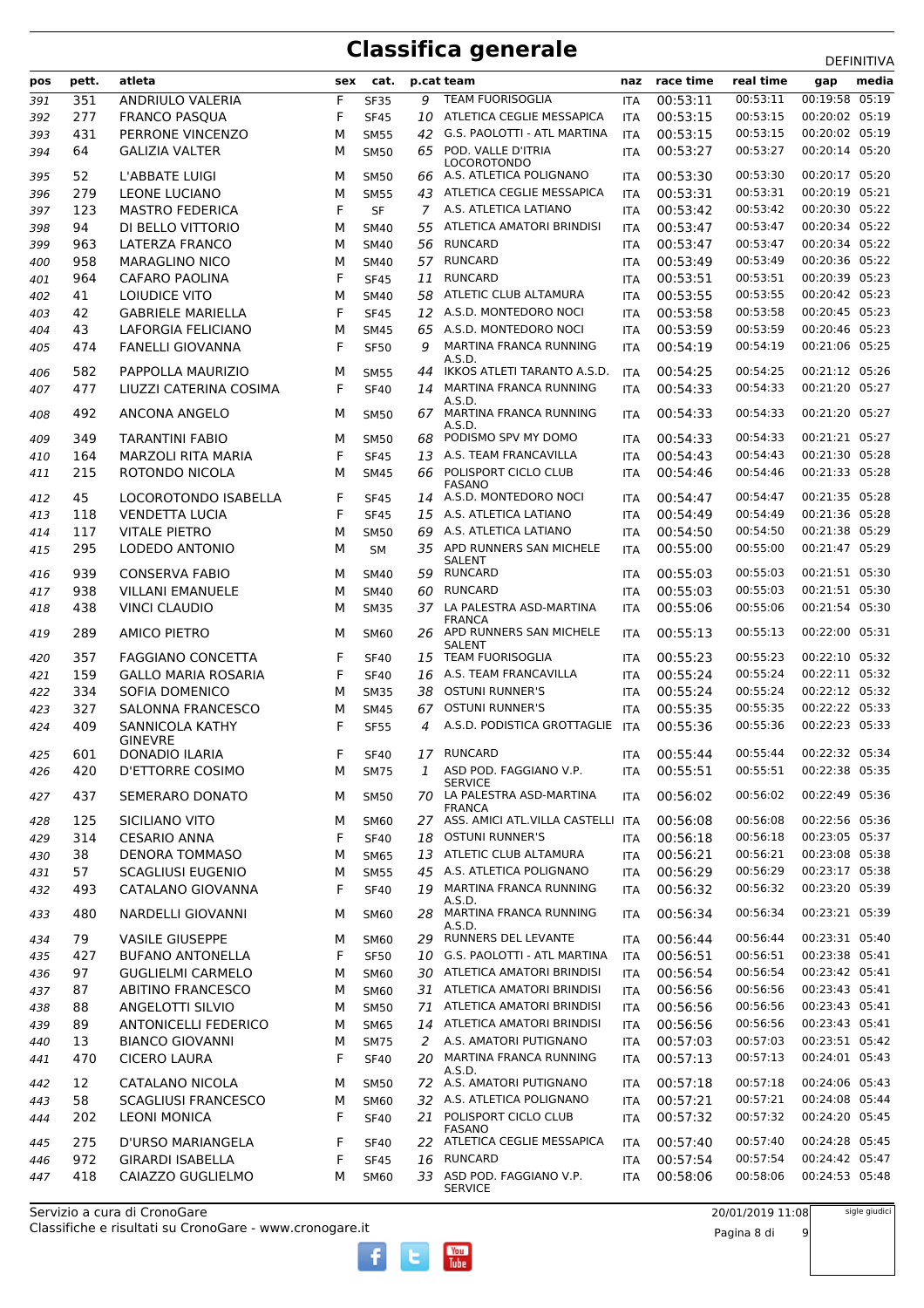# Classifica generale

DEFINITIVA

| pos | pett. | atleta | sex | cat. | p.cat | team | naz | race time | real time | gap | media |
|---|---|---|---|---|---|---|---|---|---|---|---|
| 391 | 351 | ANDRIULO VALERIA | F | SF35 | 9 | TEAM FUORISOGLIA | ITA | 00:53:11 | 00:53:11 | 00:19:58 | 05:19 |
| 392 | 277 | FRANCO PASQUA | F | SF45 | 10 | ATLETICA CEGLIE MESSAPICA | ITA | 00:53:15 | 00:53:15 | 00:20:02 | 05:19 |
| 393 | 431 | PERRONE VINCENZO | M | SM55 | 42 | G.S. PAOLOTTI - ATL MARTINA | ITA | 00:53:15 | 00:53:15 | 00:20:02 | 05:19 |
| 394 | 64 | GALIZIA VALTER | M | SM50 | 65 | POD. VALLE D'ITRIA LOCOROTONDO | ITA | 00:53:27 | 00:53:27 | 00:20:14 | 05:20 |
| 395 | 52 | L'ABBATE LUIGI | M | SM50 | 66 | A.S. ATLETICA POLIGNANO | ITA | 00:53:30 | 00:53:30 | 00:20:17 | 05:20 |
| 396 | 279 | LEONE LUCIANO | M | SM55 | 43 | ATLETICA CEGLIE MESSAPICA | ITA | 00:53:31 | 00:53:31 | 00:20:19 | 05:21 |
| 397 | 123 | MASTRO FEDERICA | F | SF | 7 | A.S. ATLETICA LATIANO | ITA | 00:53:42 | 00:53:42 | 00:20:30 | 05:22 |
| 398 | 94 | DI BELLO VITTORIO | M | SM40 | 55 | ATLETICA AMATORI BRINDISI | ITA | 00:53:47 | 00:53:47 | 00:20:34 | 05:22 |
| 399 | 963 | LATERZA FRANCO | M | SM40 | 56 | RUNCARD | ITA | 00:53:47 | 00:53:47 | 00:20:34 | 05:22 |
| 400 | 958 | MARAGLINO NICO | M | SM40 | 57 | RUNCARD | ITA | 00:53:49 | 00:53:49 | 00:20:36 | 05:22 |
| 401 | 964 | CAFARO PAOLINA | F | SF45 | 11 | RUNCARD | ITA | 00:53:51 | 00:53:51 | 00:20:39 | 05:23 |
| 402 | 41 | LOIUDICE VITO | M | SM40 | 58 | ATLETIC CLUB ALTAMURA | ITA | 00:53:55 | 00:53:55 | 00:20:42 | 05:23 |
| 403 | 42 | GABRIELE MARIELLA | F | SF45 | 12 | A.S.D. MONTEDORO NOCI | ITA | 00:53:58 | 00:53:58 | 00:20:45 | 05:23 |
| 404 | 43 | LAFORGIA FELICIANO | M | SM45 | 65 | A.S.D. MONTEDORO NOCI | ITA | 00:53:59 | 00:53:59 | 00:20:46 | 05:23 |
| 405 | 474 | FANELLI GIOVANNA | F | SF50 | 9 | MARTINA FRANCA RUNNING A.S.D. | ITA | 00:54:19 | 00:54:19 | 00:21:06 | 05:25 |
| 406 | 582 | PAPPOLLA MAURIZIO | M | SM55 | 44 | IKKOS ATLETI TARANTO A.S.D. | ITA | 00:54:25 | 00:54:25 | 00:21:12 | 05:26 |
| 407 | 477 | LIUZZI CATERINA COSIMA | F | SF40 | 14 | MARTINA FRANCA RUNNING A.S.D. | ITA | 00:54:33 | 00:54:33 | 00:21:20 | 05:27 |
| 408 | 492 | ANCONA ANGELO | M | SM50 | 67 | MARTINA FRANCA RUNNING A.S.D. | ITA | 00:54:33 | 00:54:33 | 00:21:20 | 05:27 |
| 409 | 349 | TARANTINI FABIO | M | SM50 | 68 | PODISMO SPV MY DOMO | ITA | 00:54:33 | 00:54:33 | 00:21:21 | 05:27 |
| 410 | 164 | MARZOLI RITA MARIA | F | SF45 | 13 | A.S. TEAM FRANCAVILLA | ITA | 00:54:43 | 00:54:43 | 00:21:30 | 05:28 |
| 411 | 215 | ROTONDO NICOLA | M | SM45 | 66 | POLISPORT CICLO CLUB FASANO | ITA | 00:54:46 | 00:54:46 | 00:21:33 | 05:28 |
| 412 | 45 | LOCOROTONDO ISABELLA | F | SF45 | 14 | A.S.D. MONTEDORO NOCI | ITA | 00:54:47 | 00:54:47 | 00:21:35 | 05:28 |
| 413 | 118 | VENDETTA LUCIA | F | SF45 | 15 | A.S. ATLETICA LATIANO | ITA | 00:54:49 | 00:54:49 | 00:21:36 | 05:28 |
| 414 | 117 | VITALE PIETRO | M | SM50 | 69 | A.S. ATLETICA LATIANO | ITA | 00:54:50 | 00:54:50 | 00:21:38 | 05:29 |
| 415 | 295 | LODEDO ANTONIO | M | SM | 35 | APD RUNNERS SAN MICHELE SALENT | ITA | 00:55:00 | 00:55:00 | 00:21:47 | 05:29 |
| 416 | 939 | CONSERVA FABIO | M | SM40 | 59 | RUNCARD | ITA | 00:55:03 | 00:55:03 | 00:21:51 | 05:30 |
| 417 | 938 | VILLANI EMANUELE | M | SM40 | 60 | RUNCARD | ITA | 00:55:03 | 00:55:03 | 00:21:51 | 05:30 |
| 418 | 438 | VINCI CLAUDIO | M | SM35 | 37 | LA PALESTRA ASD-MARTINA FRANCA | ITA | 00:55:06 | 00:55:06 | 00:21:54 | 05:30 |
| 419 | 289 | AMICO PIETRO | M | SM60 | 26 | APD RUNNERS SAN MICHELE SALENT | ITA | 00:55:13 | 00:55:13 | 00:22:00 | 05:31 |
| 420 | 357 | FAGGIANO CONCETTA | F | SF40 | 15 | TEAM FUORISOGLIA | ITA | 00:55:23 | 00:55:23 | 00:22:10 | 05:32 |
| 421 | 159 | GALLO MARIA ROSARIA | F | SF40 | 16 | A.S. TEAM FRANCAVILLA | ITA | 00:55:24 | 00:55:24 | 00:22:11 | 05:32 |
| 422 | 334 | SOFIA DOMENICO | M | SM35 | 38 | OSTUNI RUNNER'S | ITA | 00:55:24 | 00:55:24 | 00:22:12 | 05:32 |
| 423 | 327 | SALONNA FRANCESCO | M | SM45 | 67 | OSTUNI RUNNER'S | ITA | 00:55:35 | 00:55:35 | 00:22:22 | 05:33 |
| 424 | 409 | SANNICOLA KATHY GINEVRE | F | SF55 | 4 | A.S.D. PODISTICA GROTTAGLIE | ITA | 00:55:36 | 00:55:36 | 00:22:23 | 05:33 |
| 425 | 601 | DONADIO ILARIA | F | SF40 | 17 | RUNCARD | ITA | 00:55:44 | 00:55:44 | 00:22:32 | 05:34 |
| 426 | 420 | D'ETTORRE COSIMO | M | SM75 | 1 | ASD POD. FAGGIANO V.P. SERVICE | ITA | 00:55:51 | 00:55:51 | 00:22:38 | 05:35 |
| 427 | 437 | SEMERARO DONATO | M | SM50 | 70 | LA PALESTRA ASD-MARTINA FRANCA | ITA | 00:56:02 | 00:56:02 | 00:22:49 | 05:36 |
| 428 | 125 | SICILIANO VITO | M | SM60 | 27 | ASS. AMICI ATL.VILLA CASTELLI | ITA | 00:56:08 | 00:56:08 | 00:22:56 | 05:36 |
| 429 | 314 | CESARIO ANNA | F | SF40 | 18 | OSTUNI RUNNER'S | ITA | 00:56:18 | 00:56:18 | 00:23:05 | 05:37 |
| 430 | 38 | DENORA TOMMASO | M | SM65 | 13 | ATLETIC CLUB ALTAMURA | ITA | 00:56:21 | 00:56:21 | 00:23:08 | 05:38 |
| 431 | 57 | SCAGLIUSI EUGENIO | M | SM55 | 45 | A.S. ATLETICA POLIGNANO | ITA | 00:56:29 | 00:56:29 | 00:23:17 | 05:38 |
| 432 | 493 | CATALANO GIOVANNA | F | SF40 | 19 | MARTINA FRANCA RUNNING A.S.D. | ITA | 00:56:32 | 00:56:32 | 00:23:20 | 05:39 |
| 433 | 480 | NARDELLI GIOVANNI | M | SM60 | 28 | MARTINA FRANCA RUNNING A.S.D. | ITA | 00:56:34 | 00:56:34 | 00:23:21 | 05:39 |
| 434 | 79 | VASILE GIUSEPPE | M | SM60 | 29 | RUNNERS DEL LEVANTE | ITA | 00:56:44 | 00:56:44 | 00:23:31 | 05:40 |
| 435 | 427 | BUFANO ANTONELLA | F | SF50 | 10 | G.S. PAOLOTTI - ATL MARTINA | ITA | 00:56:51 | 00:56:51 | 00:23:38 | 05:41 |
| 436 | 97 | GUGLIELMI CARMELO | M | SM60 | 30 | ATLETICA AMATORI BRINDISI | ITA | 00:56:54 | 00:56:54 | 00:23:42 | 05:41 |
| 437 | 87 | ABITINO FRANCESCO | M | SM60 | 31 | ATLETICA AMATORI BRINDISI | ITA | 00:56:56 | 00:56:56 | 00:23:43 | 05:41 |
| 438 | 88 | ANGELOTTI SILVIO | M | SM50 | 71 | ATLETICA AMATORI BRINDISI | ITA | 00:56:56 | 00:56:56 | 00:23:43 | 05:41 |
| 439 | 89 | ANTONICELLI FEDERICO | M | SM65 | 14 | ATLETICA AMATORI BRINDISI | ITA | 00:56:56 | 00:56:56 | 00:23:43 | 05:41 |
| 440 | 13 | BIANCO GIOVANNI | M | SM75 | 2 | A.S. AMATORI PUTIGNANO | ITA | 00:57:03 | 00:57:03 | 00:23:51 | 05:42 |
| 441 | 470 | CICERO LAURA | F | SF40 | 20 | MARTINA FRANCA RUNNING A.S.D. | ITA | 00:57:13 | 00:57:13 | 00:24:01 | 05:43 |
| 442 | 12 | CATALANO NICOLA | M | SM50 | 72 | A.S. AMATORI PUTIGNANO | ITA | 00:57:18 | 00:57:18 | 00:24:06 | 05:43 |
| 443 | 58 | SCAGLIUSI FRANCESCO | M | SM60 | 32 | A.S. ATLETICA POLIGNANO | ITA | 00:57:21 | 00:57:21 | 00:24:08 | 05:44 |
| 444 | 202 | LEONI MONICA | F | SF40 | 21 | POLISPORT CICLO CLUB FASANO | ITA | 00:57:32 | 00:57:32 | 00:24:20 | 05:45 |
| 445 | 275 | D'URSO MARIANGELA | F | SF40 | 22 | ATLETICA CEGLIE MESSAPICA | ITA | 00:57:40 | 00:57:40 | 00:24:28 | 05:45 |
| 446 | 972 | GIRARDI ISABELLA | F | SF45 | 16 | RUNCARD | ITA | 00:57:54 | 00:57:54 | 00:24:42 | 05:47 |
| 447 | 418 | CAIAZZO GUGLIELMO | M | SM60 | 33 | ASD POD. FAGGIANO V.P. SERVICE | ITA | 00:58:06 | 00:58:06 | 00:24:53 | 05:48 |

Servizio a cura di CronoGare
Classifiche e risultati su CronoGare - www.cronogare.it

20/01/2019 11:08

sigle giudici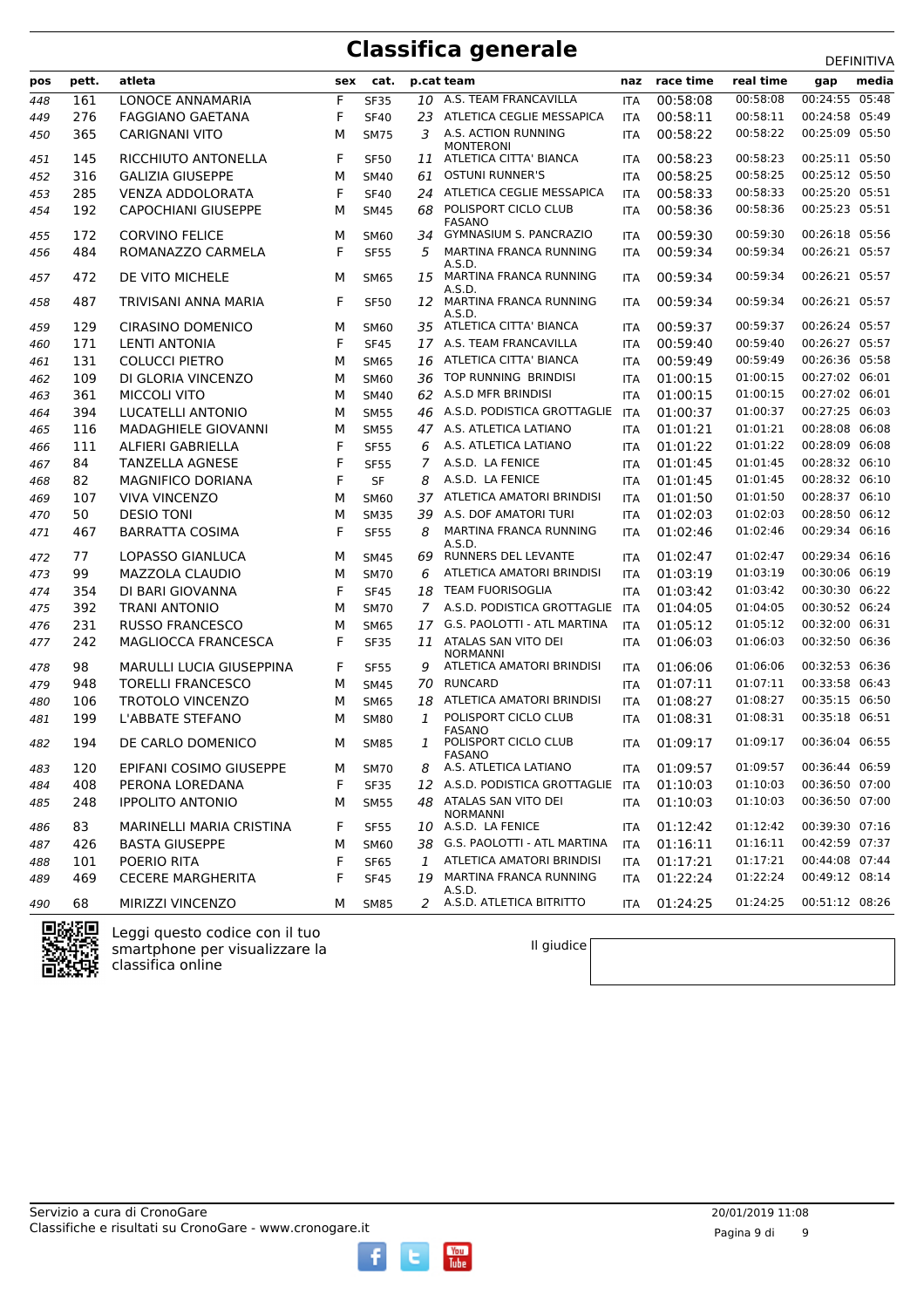# Classifica generale

DEFINITIVA

| pos | pett. | atleta | sex | cat. | p.cat | team | naz | race time | real time | gap | media |
|---|---|---|---|---|---|---|---|---|---|---|---|
| 448 | 161 | LONOCE ANNAMARIA | F | SF35 | 10 | A.S. TEAM FRANCAVILLA | ITA | 00:58:08 | 00:58:08 | 00:24:55 | 05:48 |
| 449 | 276 | FAGGIANO GAETANA | F | SF40 | 23 | ATLETICA CEGLIE MESSAPICA | ITA | 00:58:11 | 00:58:11 | 00:24:58 | 05:49 |
| 450 | 365 | CARIGNANI VITO | M | SM75 | 3 | A.S. ACTION RUNNING MONTERONI | ITA | 00:58:22 | 00:58:22 | 00:25:09 | 05:50 |
| 451 | 145 | RICCHIUTO ANTONELLA | F | SF50 | 11 | ATLETICA CITTA' BIANCA | ITA | 00:58:23 | 00:58:23 | 00:25:11 | 05:50 |
| 452 | 316 | GALIZIA GIUSEPPE | M | SM40 | 61 | OSTUNI RUNNER'S | ITA | 00:58:25 | 00:58:25 | 00:25:12 | 05:50 |
| 453 | 285 | VENZA ADDOLORATA | F | SF40 | 24 | ATLETICA CEGLIE MESSAPICA | ITA | 00:58:33 | 00:58:33 | 00:25:20 | 05:51 |
| 454 | 192 | CAPOCHIANI GIUSEPPE | M | SM45 | 68 | POLISPORT CICLO CLUB FASANO | ITA | 00:58:36 | 00:58:36 | 00:25:23 | 05:51 |
| 455 | 172 | CORVINO FELICE | M | SM60 | 34 | GYMNASIUM S. PANCRAZIO | ITA | 00:59:30 | 00:59:30 | 00:26:18 | 05:56 |
| 456 | 484 | ROMANAZZO CARMELA | F | SF55 | 5 | MARTINA FRANCA RUNNING A.S.D. | ITA | 00:59:34 | 00:59:34 | 00:26:21 | 05:57 |
| 457 | 472 | DE VITO MICHELE | M | SM65 | 15 | MARTINA FRANCA RUNNING A.S.D. | ITA | 00:59:34 | 00:59:34 | 00:26:21 | 05:57 |
| 458 | 487 | TRIVISANI ANNA MARIA | F | SF50 | 12 | MARTINA FRANCA RUNNING A.S.D. | ITA | 00:59:34 | 00:59:34 | 00:26:21 | 05:57 |
| 459 | 129 | CIRASINO DOMENICO | M | SM60 | 35 | ATLETICA CITTA' BIANCA | ITA | 00:59:37 | 00:59:37 | 00:26:24 | 05:57 |
| 460 | 171 | LENTI ANTONIA | F | SF45 | 17 | A.S. TEAM FRANCAVILLA | ITA | 00:59:40 | 00:59:40 | 00:26:27 | 05:57 |
| 461 | 131 | COLUCCI PIETRO | M | SM65 | 16 | ATLETICA CITTA' BIANCA | ITA | 00:59:49 | 00:59:49 | 00:26:36 | 05:58 |
| 462 | 109 | DI GLORIA VINCENZO | M | SM60 | 36 | TOP RUNNING BRINDISI | ITA | 01:00:15 | 01:00:15 | 00:27:02 | 06:01 |
| 463 | 361 | MICCOLI VITO | M | SM40 | 62 | A.S.D MFR BRINDISI | ITA | 01:00:15 | 01:00:15 | 00:27:02 | 06:01 |
| 464 | 394 | LUCATELLI ANTONIO | M | SM55 | 46 | A.S.D. PODISTICA GROTTAGLIE | ITA | 01:00:37 | 01:00:37 | 00:27:25 | 06:03 |
| 465 | 116 | MADAGHIELE GIOVANNI | M | SM55 | 47 | A.S. ATLETICA LATIANO | ITA | 01:01:21 | 01:01:21 | 00:28:08 | 06:08 |
| 466 | 111 | ALFIERI GABRIELLA | F | SF55 | 6 | A.S. ATLETICA LATIANO | ITA | 01:01:22 | 01:01:22 | 00:28:09 | 06:08 |
| 467 | 84 | TANZELLA AGNESE | F | SF55 | 7 | A.S.D. LA FENICE | ITA | 01:01:45 | 01:01:45 | 00:28:32 | 06:10 |
| 468 | 82 | MAGNIFICO DORIANA | F | SF | 8 | A.S.D. LA FENICE | ITA | 01:01:45 | 01:01:45 | 00:28:32 | 06:10 |
| 469 | 107 | VIVA VINCENZO | M | SM60 | 37 | ATLETICA AMATORI BRINDISI | ITA | 01:01:50 | 01:01:50 | 00:28:37 | 06:10 |
| 470 | 50 | DESIO TONI | M | SM35 | 39 | A.S. DOF AMATORI TURI | ITA | 01:02:03 | 01:02:03 | 00:28:50 | 06:12 |
| 471 | 467 | BARRATTA COSIMA | F | SF55 | 8 | MARTINA FRANCA RUNNING A.S.D. | ITA | 01:02:46 | 01:02:46 | 00:29:34 | 06:16 |
| 472 | 77 | LOPASSO GIANLUCA | M | SM45 | 69 | RUNNERS DEL LEVANTE | ITA | 01:02:47 | 01:02:47 | 00:29:34 | 06:16 |
| 473 | 99 | MAZZOLA CLAUDIO | M | SM70 | 6 | ATLETICA AMATORI BRINDISI | ITA | 01:03:19 | 01:03:19 | 00:30:06 | 06:19 |
| 474 | 354 | DI BARI GIOVANNA | F | SF45 | 18 | TEAM FUORISOGLIA | ITA | 01:03:42 | 01:03:42 | 00:30:30 | 06:22 |
| 475 | 392 | TRANI ANTONIO | M | SM70 | 7 | A.S.D. PODISTICA GROTTAGLIE | ITA | 01:04:05 | 01:04:05 | 00:30:52 | 06:24 |
| 476 | 231 | RUSSO FRANCESCO | M | SM65 | 17 | G.S. PAOLOTTI - ATL MARTINA | ITA | 01:05:12 | 01:05:12 | 00:32:00 | 06:31 |
| 477 | 242 | MAGLIOCCA FRANCESCA | F | SF35 | 11 | ATALAS SAN VITO DEI NORMANNI | ITA | 01:06:03 | 01:06:03 | 00:32:50 | 06:36 |
| 478 | 98 | MARULLI LUCIA GIUSEPPINA | F | SF55 | 9 | ATLETICA AMATORI BRINDISI | ITA | 01:06:06 | 01:06:06 | 00:32:53 | 06:36 |
| 479 | 948 | TORELLI FRANCESCO | M | SM45 | 70 | RUNCARD | ITA | 01:07:11 | 01:07:11 | 00:33:58 | 06:43 |
| 480 | 106 | TROTOLO VINCENZO | M | SM65 | 18 | ATLETICA AMATORI BRINDISI | ITA | 01:08:27 | 01:08:27 | 00:35:15 | 06:50 |
| 481 | 199 | L'ABBATE STEFANO | M | SM80 | 1 | POLISPORT CICLO CLUB FASANO | ITA | 01:08:31 | 01:08:31 | 00:35:18 | 06:51 |
| 482 | 194 | DE CARLO DOMENICO | M | SM85 | 1 | POLISPORT CICLO CLUB FASANO | ITA | 01:09:17 | 01:09:17 | 00:36:04 | 06:55 |
| 483 | 120 | EPIFANI COSIMO GIUSEPPE | M | SM70 | 8 | A.S. ATLETICA LATIANO | ITA | 01:09:57 | 01:09:57 | 00:36:44 | 06:59 |
| 484 | 408 | PERONA LOREDANA | F | SF35 | 12 | A.S.D. PODISTICA GROTTAGLIE | ITA | 01:10:03 | 01:10:03 | 00:36:50 | 07:00 |
| 485 | 248 | IPPOLITO ANTONIO | M | SM55 | 48 | ATALAS SAN VITO DEI NORMANNI | ITA | 01:10:03 | 01:10:03 | 00:36:50 | 07:00 |
| 486 | 83 | MARINELLI MARIA CRISTINA | F | SF55 | 10 | A.S.D. LA FENICE | ITA | 01:12:42 | 01:12:42 | 00:39:30 | 07:16 |
| 487 | 426 | BASTA GIUSEPPE | M | SM60 | 38 | G.S. PAOLOTTI - ATL MARTINA | ITA | 01:16:11 | 01:16:11 | 00:42:59 | 07:37 |
| 488 | 101 | POERIO RITA | F | SF65 | 1 | ATLETICA AMATORI BRINDISI | ITA | 01:17:21 | 01:17:21 | 00:44:08 | 07:44 |
| 489 | 469 | CECERE MARGHERITA | F | SF45 | 19 | MARTINA FRANCA RUNNING A.S.D. | ITA | 01:22:24 | 01:22:24 | 00:49:12 | 08:14 |
| 490 | 68 | MIRIZZI VINCENZO | M | SM85 | 2 | A.S.D. ATLETICA BITRITTO | ITA | 01:24:25 | 01:24:25 | 00:51:12 | 08:26 |

Leggi questo codice con il tuo smartphone per visualizzare la classifica online

Il giudice

Servizio a cura di CronoGare
Classifiche e risultati su CronoGare - www.cronogare.it

20/01/2019 11:08